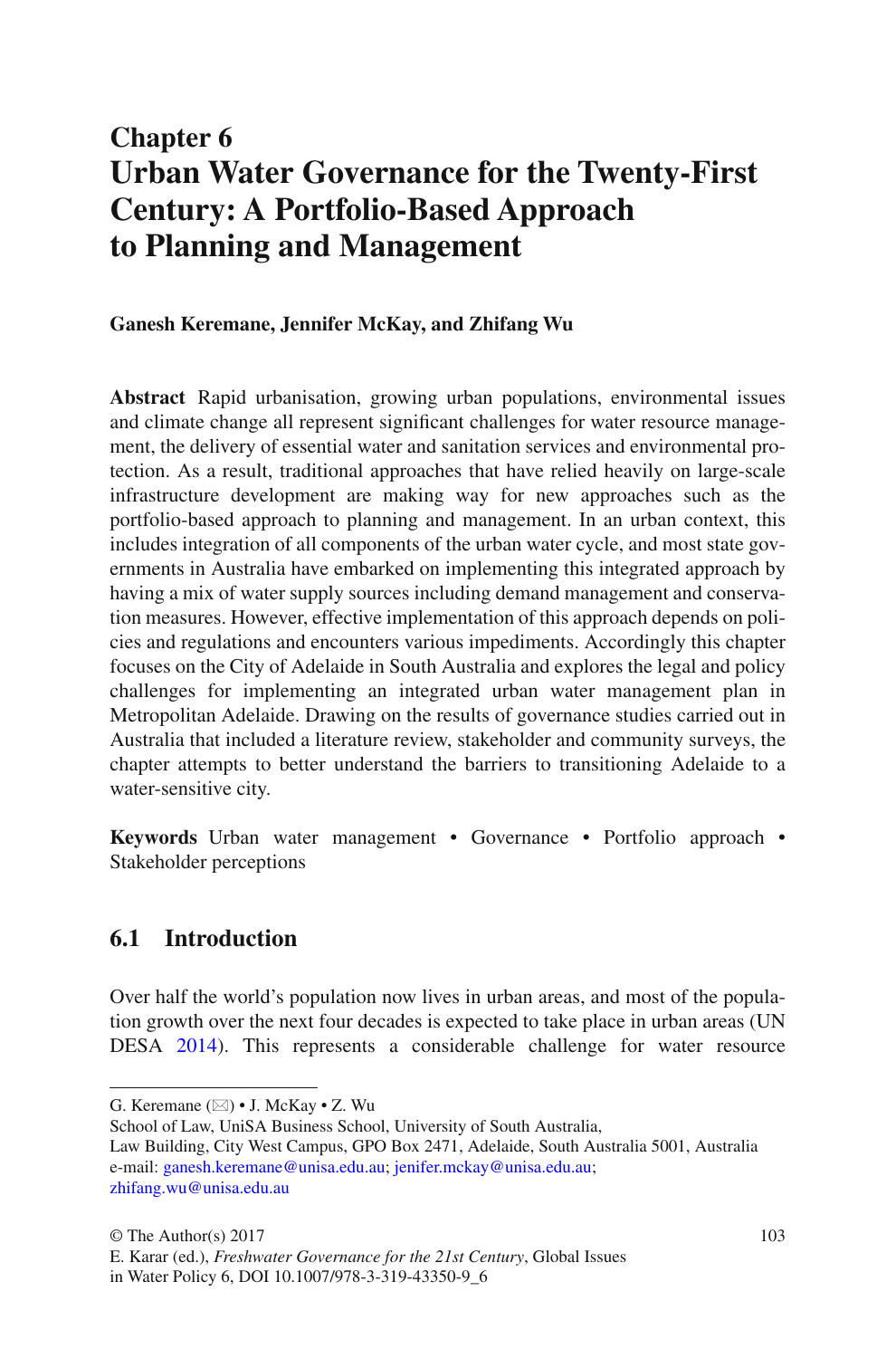# Chapter 6
# Urban Water Governance for the Twenty-First Century: A Portfolio-Based Approach to Planning and Management

**Ganesh Keremane, Jennifer McKay, and Zhifang Wu**

**Abstract** Rapid urbanisation, growing urban populations, environmental issues and climate change all represent significant challenges for water resource management, the delivery of essential water and sanitation services and environmental protection. As a result, traditional approaches that have relied heavily on large-scale infrastructure development are making way for new approaches such as the portfolio-based approach to planning and management. In an urban context, this includes integration of all components of the urban water cycle, and most state governments in Australia have embarked on implementing this integrated approach by having a mix of water supply sources including demand management and conservation measures. However, effective implementation of this approach depends on policies and regulations and encounters various impediments. Accordingly this chapter focuses on the City of Adelaide in South Australia and explores the legal and policy challenges for implementing an integrated urban water management plan in Metropolitan Adelaide. Drawing on the results of governance studies carried out in Australia that included a literature review, stakeholder and community surveys, the chapter attempts to better understand the barriers to transitioning Adelaide to a water-sensitive city.

**Keywords** Urban water management • Governance • Portfolio approach • Stakeholder perceptions

## 6.1 Introduction

Over half the world's population now lives in urban areas, and most of the population growth over the next four decades is expected to take place in urban areas (UN DESA 2014). This represents a considerable challenge for water resource

---

G. Keremane (✉) • J. McKay • Z. Wu
School of Law, UniSA Business School, University of South Australia,
Law Building, City West Campus, GPO Box 2471, Adelaide, South Australia 5001, Australia
e-mail: ganesh.keremane@unisa.edu.au; jenifer.mckay@unisa.edu.au; zhifang.wu@unisa.edu.au

© The Author(s) 2017
E. Karar (ed.), *Freshwater Governance for the 21st Century*, Global Issues in Water Policy 6, DOI 10.1007/978-3-319-43350-9_6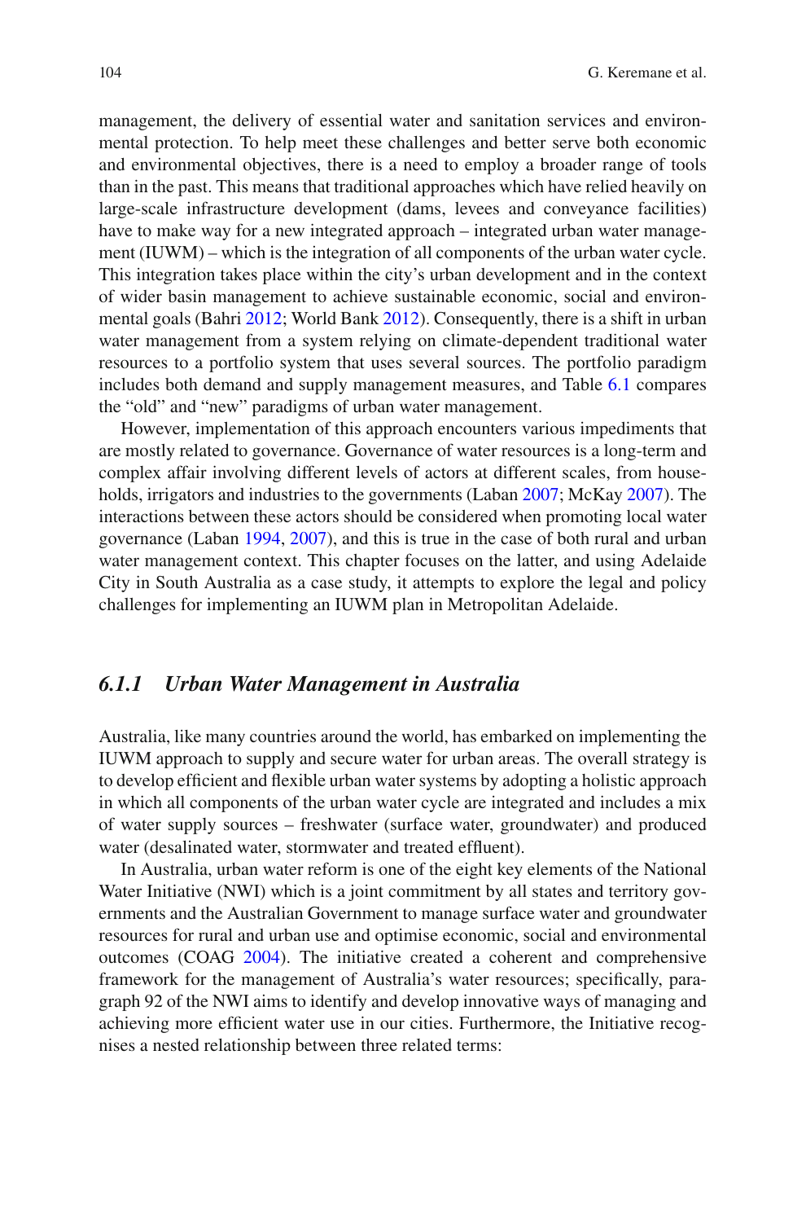management, the delivery of essential water and sanitation services and environmental protection. To help meet these challenges and better serve both economic and environmental objectives, there is a need to employ a broader range of tools than in the past. This means that traditional approaches which have relied heavily on large-scale infrastructure development (dams, levees and conveyance facilities) have to make way for a new integrated approach – integrated urban water management (IUWM) – which is the integration of all components of the urban water cycle. This integration takes place within the city's urban development and in the context of wider basin management to achieve sustainable economic, social and environmental goals (Bahri 2012; World Bank 2012). Consequently, there is a shift in urban water management from a system relying on climate-dependent traditional water resources to a portfolio system that uses several sources. The portfolio paradigm includes both demand and supply management measures, and Table 6.1 compares the "old" and "new" paradigms of urban water management.

However, implementation of this approach encounters various impediments that are mostly related to governance. Governance of water resources is a long-term and complex affair involving different levels of actors at different scales, from households, irrigators and industries to the governments (Laban 2007; McKay 2007). The interactions between these actors should be considered when promoting local water governance (Laban 1994, 2007), and this is true in the case of both rural and urban water management context. This chapter focuses on the latter, and using Adelaide City in South Australia as a case study, it attempts to explore the legal and policy challenges for implementing an IUWM plan in Metropolitan Adelaide.

### *6.1.1 Urban Water Management in Australia*

Australia, like many countries around the world, has embarked on implementing the IUWM approach to supply and secure water for urban areas. The overall strategy is to develop efficient and flexible urban water systems by adopting a holistic approach in which all components of the urban water cycle are integrated and includes a mix of water supply sources – freshwater (surface water, groundwater) and produced water (desalinated water, stormwater and treated effluent).

In Australia, urban water reform is one of the eight key elements of the National Water Initiative (NWI) which is a joint commitment by all states and territory governments and the Australian Government to manage surface water and groundwater resources for rural and urban use and optimise economic, social and environmental outcomes (COAG 2004). The initiative created a coherent and comprehensive framework for the management of Australia's water resources; specifically, paragraph 92 of the NWI aims to identify and develop innovative ways of managing and achieving more efficient water use in our cities. Furthermore, the Initiative recognises a nested relationship between three related terms: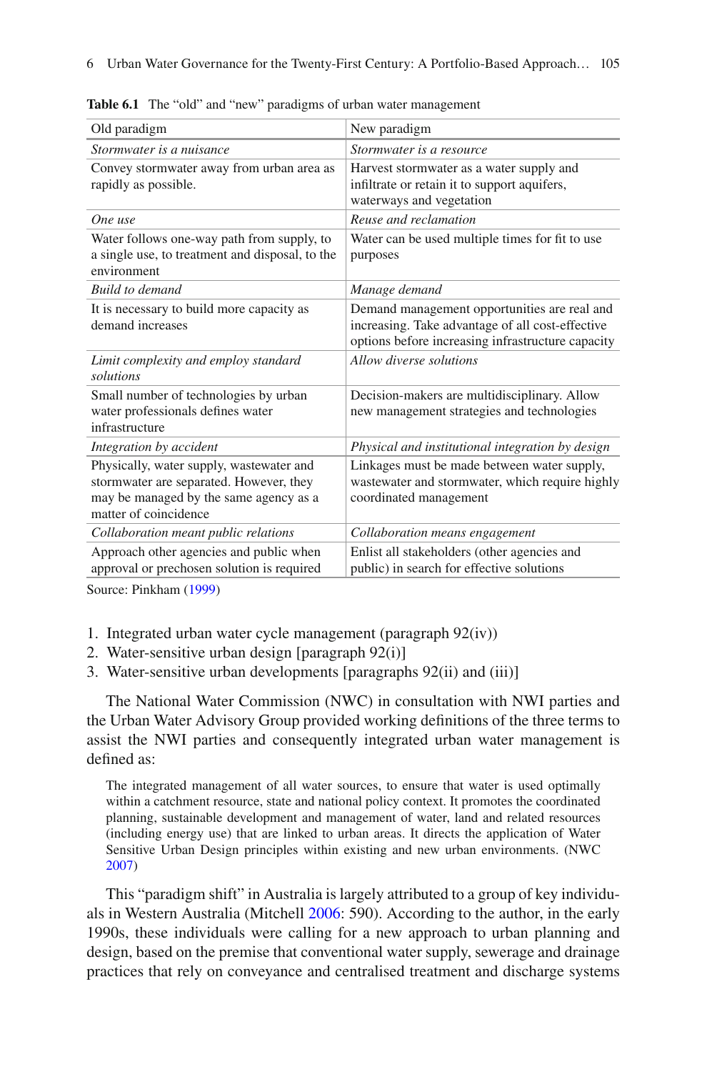**Table 6.1** The "old" and "new" paradigms of urban water management

| Old paradigm | New paradigm |
|---|---|
| *Stormwater is a nuisance* | *Stormwater is a resource* |
| Convey stormwater away from urban area as rapidly as possible. | Harvest stormwater as a water supply and infiltrate or retain it to support aquifers, waterways and vegetation |
| *One use* | *Reuse and reclamation* |
| Water follows one-way path from supply, to a single use, to treatment and disposal, to the environment | Water can be used multiple times for fit to use purposes |
| *Build to demand* | *Manage demand* |
| It is necessary to build more capacity as demand increases | Demand management opportunities are real and increasing. Take advantage of all cost-effective options before increasing infrastructure capacity |
| *Limit complexity and employ standard solutions* | *Allow diverse solutions* |
| Small number of technologies by urban water professionals defines water infrastructure | Decision-makers are multidisciplinary. Allow new management strategies and technologies |
| *Integration by accident* | *Physical and institutional integration by design* |
| Physically, water supply, wastewater and stormwater are separated. However, they may be managed by the same agency as a matter of coincidence | Linkages must be made between water supply, wastewater and stormwater, which require highly coordinated management |
| *Collaboration meant public relations* | *Collaboration means engagement* |
| Approach other agencies and public when approval or prechosen solution is required | Enlist all stakeholders (other agencies and public) in search for effective solutions |

Source: Pinkham (1999)

1. Integrated urban water cycle management (paragraph 92(iv))
2. Water-sensitive urban design [paragraph 92(i)]
3. Water-sensitive urban developments [paragraphs 92(ii) and (iii)]

The National Water Commission (NWC) in consultation with NWI parties and the Urban Water Advisory Group provided working definitions of the three terms to assist the NWI parties and consequently integrated urban water management is defined as:

> The integrated management of all water sources, to ensure that water is used optimally within a catchment resource, state and national policy context. It promotes the coordinated planning, sustainable development and management of water, land and related resources (including energy use) that are linked to urban areas. It directs the application of Water Sensitive Urban Design principles within existing and new urban environments. (NWC 2007)

This "paradigm shift" in Australia is largely attributed to a group of key individuals in Western Australia (Mitchell 2006: 590). According to the author, in the early 1990s, these individuals were calling for a new approach to urban planning and design, based on the premise that conventional water supply, sewerage and drainage practices that rely on conveyance and centralised treatment and discharge systems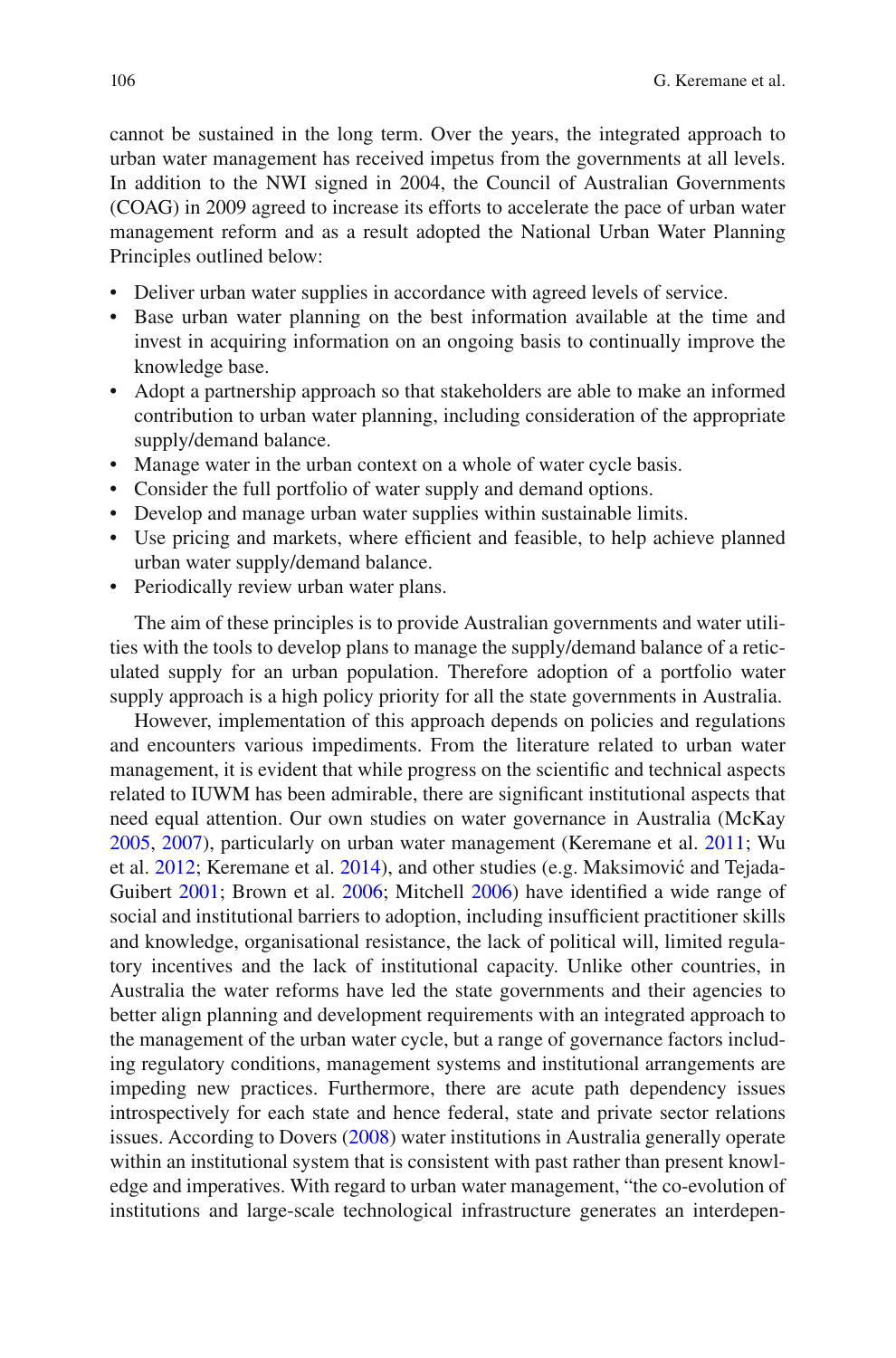cannot be sustained in the long term. Over the years, the integrated approach to urban water management has received impetus from the governments at all levels. In addition to the NWI signed in 2004, the Council of Australian Governments (COAG) in 2009 agreed to increase its efforts to accelerate the pace of urban water management reform and as a result adopted the National Urban Water Planning Principles outlined below:

- Deliver urban water supplies in accordance with agreed levels of service.
- Base urban water planning on the best information available at the time and invest in acquiring information on an ongoing basis to continually improve the knowledge base.
- Adopt a partnership approach so that stakeholders are able to make an informed contribution to urban water planning, including consideration of the appropriate supply/demand balance.
- Manage water in the urban context on a whole of water cycle basis.
- Consider the full portfolio of water supply and demand options.
- Develop and manage urban water supplies within sustainable limits.
- Use pricing and markets, where efficient and feasible, to help achieve planned urban water supply/demand balance.
- Periodically review urban water plans.

The aim of these principles is to provide Australian governments and water utilities with the tools to develop plans to manage the supply/demand balance of a reticulated supply for an urban population. Therefore adoption of a portfolio water supply approach is a high policy priority for all the state governments in Australia.

However, implementation of this approach depends on policies and regulations and encounters various impediments. From the literature related to urban water management, it is evident that while progress on the scientific and technical aspects related to IUWM has been admirable, there are significant institutional aspects that need equal attention. Our own studies on water governance in Australia (McKay 2005, 2007), particularly on urban water management (Keremane et al. 2011; Wu et al. 2012; Keremane et al. 2014), and other studies (e.g. Maksimović and Tejada-Guibert 2001; Brown et al. 2006; Mitchell 2006) have identified a wide range of social and institutional barriers to adoption, including insufficient practitioner skills and knowledge, organisational resistance, the lack of political will, limited regulatory incentives and the lack of institutional capacity. Unlike other countries, in Australia the water reforms have led the state governments and their agencies to better align planning and development requirements with an integrated approach to the management of the urban water cycle, but a range of governance factors including regulatory conditions, management systems and institutional arrangements are impeding new practices. Furthermore, there are acute path dependency issues introspectively for each state and hence federal, state and private sector relations issues. According to Dovers (2008) water institutions in Australia generally operate within an institutional system that is consistent with past rather than present knowledge and imperatives. With regard to urban water management, "the co-evolution of institutions and large-scale technological infrastructure generates an interdepen-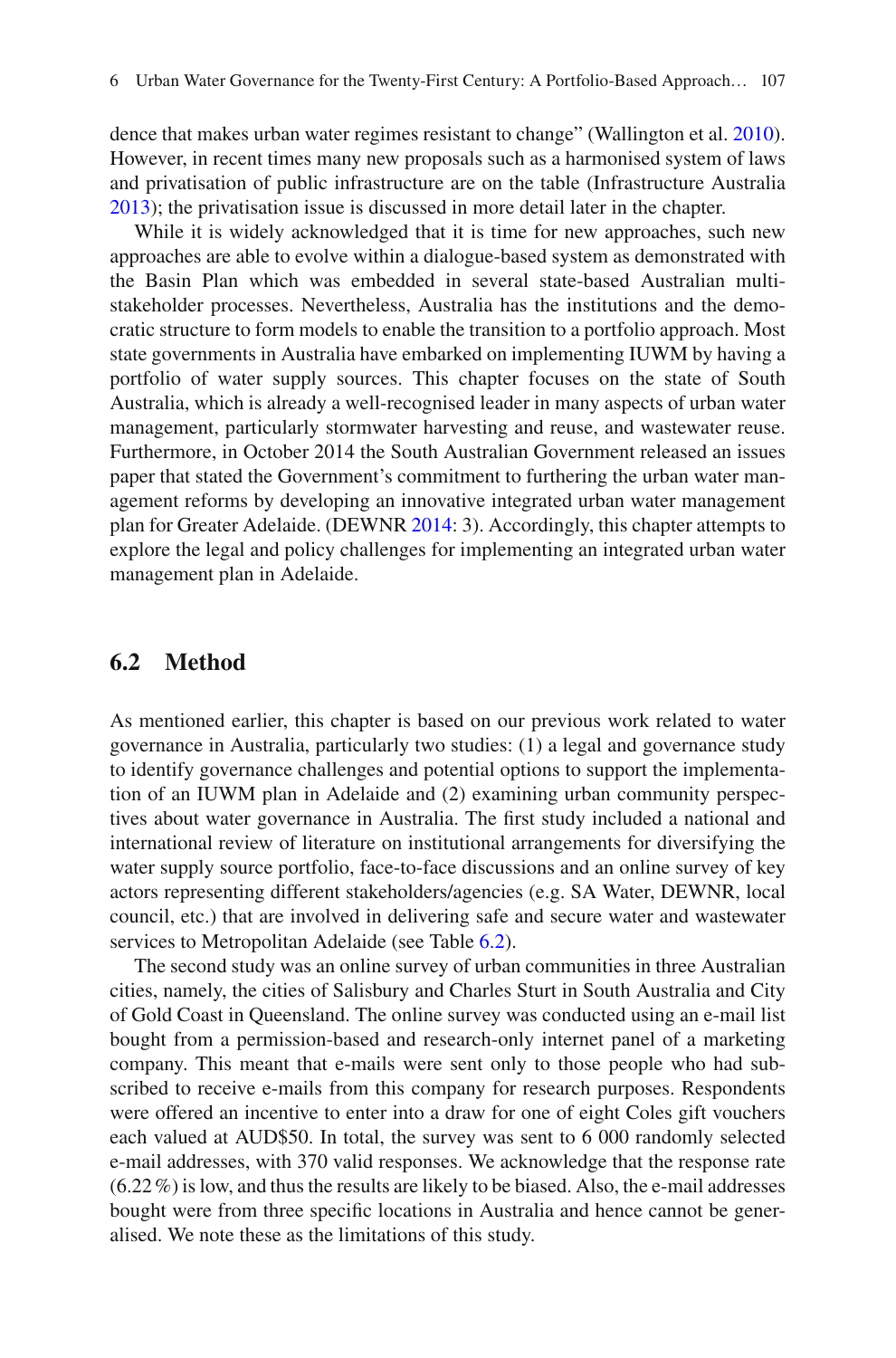dence that makes urban water regimes resistant to change" (Wallington et al. 2010). However, in recent times many new proposals such as a harmonised system of laws and privatisation of public infrastructure are on the table (Infrastructure Australia 2013); the privatisation issue is discussed in more detail later in the chapter.

While it is widely acknowledged that it is time for new approaches, such new approaches are able to evolve within a dialogue-based system as demonstrated with the Basin Plan which was embedded in several state-based Australian multi-stakeholder processes. Nevertheless, Australia has the institutions and the democratic structure to form models to enable the transition to a portfolio approach. Most state governments in Australia have embarked on implementing IUWM by having a portfolio of water supply sources. This chapter focuses on the state of South Australia, which is already a well-recognised leader in many aspects of urban water management, particularly stormwater harvesting and reuse, and wastewater reuse. Furthermore, in October 2014 the South Australian Government released an issues paper that stated the Government's commitment to furthering the urban water management reforms by developing an innovative integrated urban water management plan for Greater Adelaide. (DEWNR 2014: 3). Accordingly, this chapter attempts to explore the legal and policy challenges for implementing an integrated urban water management plan in Adelaide.

## 6.2 Method

As mentioned earlier, this chapter is based on our previous work related to water governance in Australia, particularly two studies: (1) a legal and governance study to identify governance challenges and potential options to support the implementation of an IUWM plan in Adelaide and (2) examining urban community perspectives about water governance in Australia. The first study included a national and international review of literature on institutional arrangements for diversifying the water supply source portfolio, face-to-face discussions and an online survey of key actors representing different stakeholders/agencies (e.g. SA Water, DEWNR, local council, etc.) that are involved in delivering safe and secure water and wastewater services to Metropolitan Adelaide (see Table 6.2).

The second study was an online survey of urban communities in three Australian cities, namely, the cities of Salisbury and Charles Sturt in South Australia and City of Gold Coast in Queensland. The online survey was conducted using an e-mail list bought from a permission-based and research-only internet panel of a marketing company. This meant that e-mails were sent only to those people who had subscribed to receive e-mails from this company for research purposes. Respondents were offered an incentive to enter into a draw for one of eight Coles gift vouchers each valued at AUD$50. In total, the survey was sent to 6 000 randomly selected e-mail addresses, with 370 valid responses. We acknowledge that the response rate (6.22 %) is low, and thus the results are likely to be biased. Also, the e-mail addresses bought were from three specific locations in Australia and hence cannot be generalised. We note these as the limitations of this study.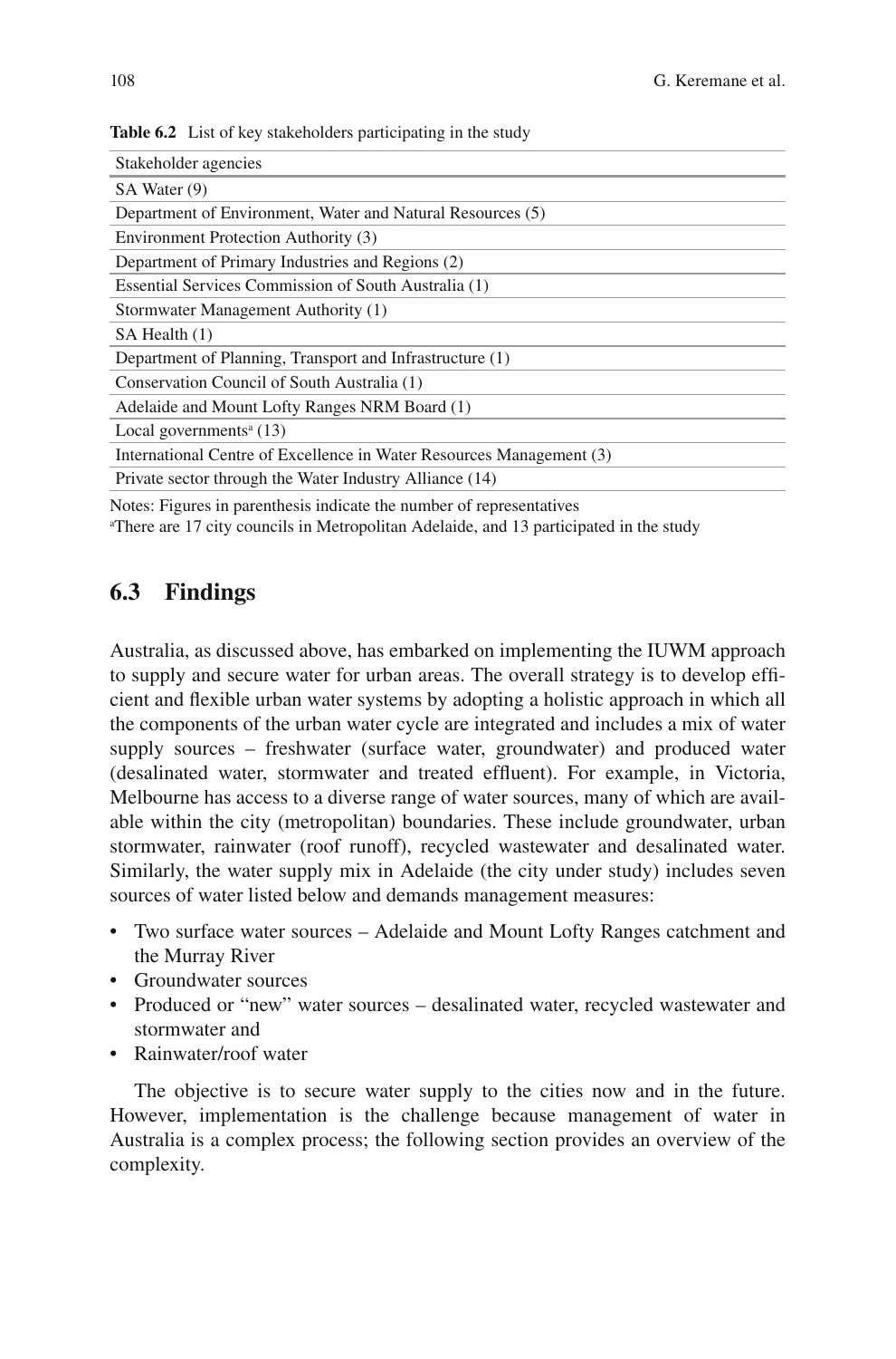**Table 6.2** List of key stakeholders participating in the study

| Stakeholder agencies |
|---|
| SA Water (9) |
| Department of Environment, Water and Natural Resources (5) |
| Environment Protection Authority (3) |
| Department of Primary Industries and Regions (2) |
| Essential Services Commission of South Australia (1) |
| Stormwater Management Authority (1) |
| SA Health (1) |
| Department of Planning, Transport and Infrastructure (1) |
| Conservation Council of South Australia (1) |
| Adelaide and Mount Lofty Ranges NRM Board (1) |
| Local governments[a] (13) |
| International Centre of Excellence in Water Resources Management (3) |
| Private sector through the Water Industry Alliance (14) |

Notes: Figures in parenthesis indicate the number of representatives
[a]There are 17 city councils in Metropolitan Adelaide, and 13 participated in the study

## 6.3 Findings

Australia, as discussed above, has embarked on implementing the IUWM approach to supply and secure water for urban areas. The overall strategy is to develop efficient and flexible urban water systems by adopting a holistic approach in which all the components of the urban water cycle are integrated and includes a mix of water supply sources – freshwater (surface water, groundwater) and produced water (desalinated water, stormwater and treated effluent). For example, in Victoria, Melbourne has access to a diverse range of water sources, many of which are available within the city (metropolitan) boundaries. These include groundwater, urban stormwater, rainwater (roof runoff), recycled wastewater and desalinated water. Similarly, the water supply mix in Adelaide (the city under study) includes seven sources of water listed below and demands management measures:

- Two surface water sources – Adelaide and Mount Lofty Ranges catchment and the Murray River
- Groundwater sources
- Produced or "new" water sources – desalinated water, recycled wastewater and stormwater and
- Rainwater/roof water

The objective is to secure water supply to the cities now and in the future. However, implementation is the challenge because management of water in Australia is a complex process; the following section provides an overview of the complexity.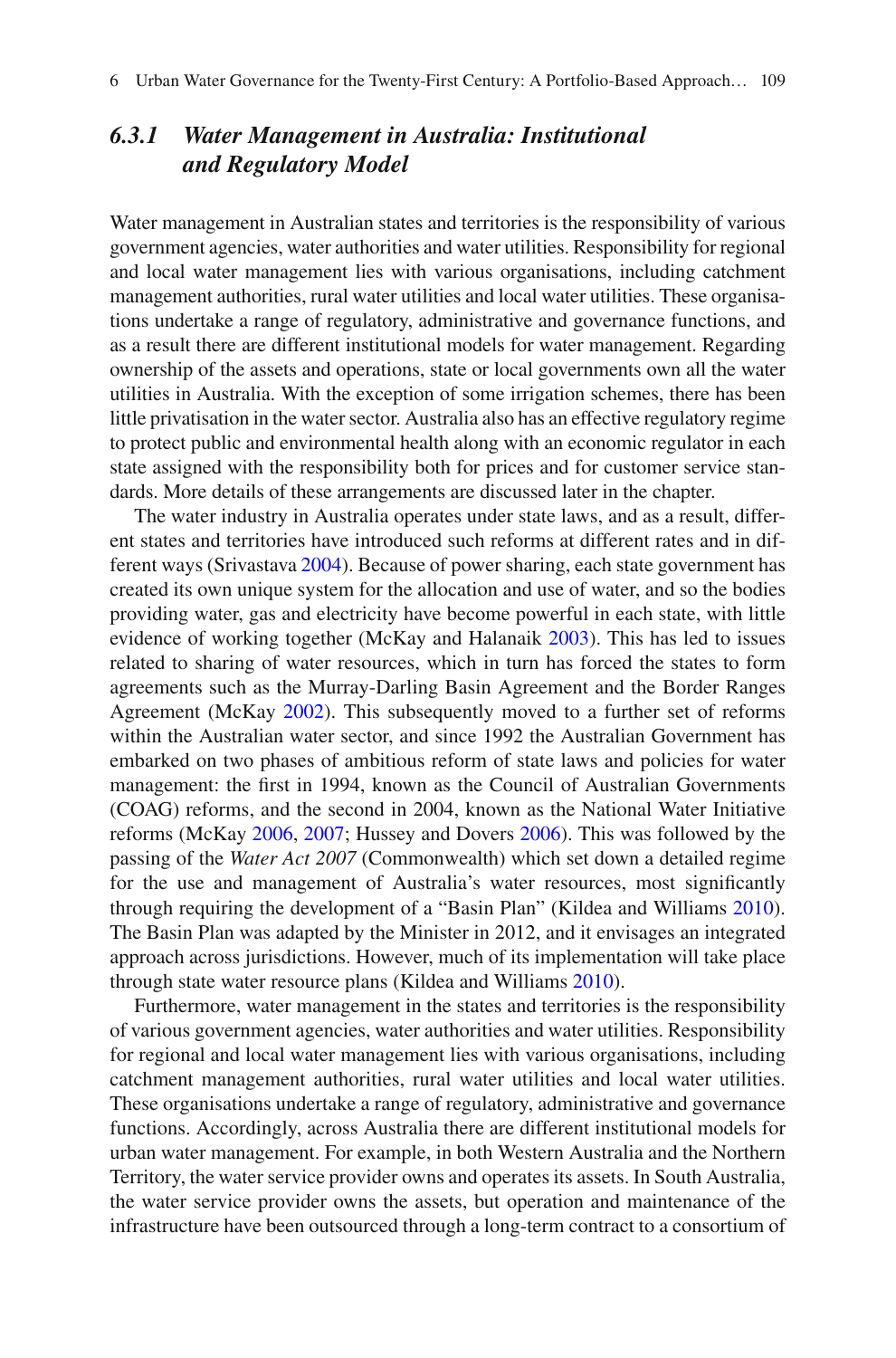### 6.3.1 Water Management in Australia: Institutional and Regulatory Model

Water management in Australian states and territories is the responsibility of various government agencies, water authorities and water utilities. Responsibility for regional and local water management lies with various organisations, including catchment management authorities, rural water utilities and local water utilities. These organisations undertake a range of regulatory, administrative and governance functions, and as a result there are different institutional models for water management. Regarding ownership of the assets and operations, state or local governments own all the water utilities in Australia. With the exception of some irrigation schemes, there has been little privatisation in the water sector. Australia also has an effective regulatory regime to protect public and environmental health along with an economic regulator in each state assigned with the responsibility both for prices and for customer service standards. More details of these arrangements are discussed later in the chapter.

The water industry in Australia operates under state laws, and as a result, different states and territories have introduced such reforms at different rates and in different ways (Srivastava 2004). Because of power sharing, each state government has created its own unique system for the allocation and use of water, and so the bodies providing water, gas and electricity have become powerful in each state, with little evidence of working together (McKay and Halanaik 2003). This has led to issues related to sharing of water resources, which in turn has forced the states to form agreements such as the Murray-Darling Basin Agreement and the Border Ranges Agreement (McKay 2002). This subsequently moved to a further set of reforms within the Australian water sector, and since 1992 the Australian Government has embarked on two phases of ambitious reform of state laws and policies for water management: the first in 1994, known as the Council of Australian Governments (COAG) reforms, and the second in 2004, known as the National Water Initiative reforms (McKay 2006, 2007; Hussey and Dovers 2006). This was followed by the passing of the *Water Act 2007* (Commonwealth) which set down a detailed regime for the use and management of Australia's water resources, most significantly through requiring the development of a "Basin Plan" (Kildea and Williams 2010). The Basin Plan was adapted by the Minister in 2012, and it envisages an integrated approach across jurisdictions. However, much of its implementation will take place through state water resource plans (Kildea and Williams 2010).

Furthermore, water management in the states and territories is the responsibility of various government agencies, water authorities and water utilities. Responsibility for regional and local water management lies with various organisations, including catchment management authorities, rural water utilities and local water utilities. These organisations undertake a range of regulatory, administrative and governance functions. Accordingly, across Australia there are different institutional models for urban water management. For example, in both Western Australia and the Northern Territory, the water service provider owns and operates its assets. In South Australia, the water service provider owns the assets, but operation and maintenance of the infrastructure have been outsourced through a long-term contract to a consortium of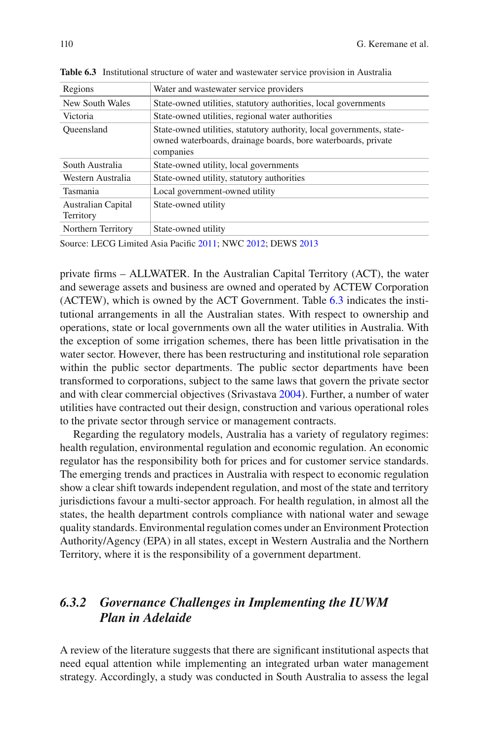**Table 6.3** Institutional structure of water and wastewater service provision in Australia

| Regions | Water and wastewater service providers |
|---|---|
| New South Wales | State-owned utilities, statutory authorities, local governments |
| Victoria | State-owned utilities, regional water authorities |
| Queensland | State-owned utilities, statutory authority, local governments, state-owned waterboards, drainage boards, bore waterboards, private companies |
| South Australia | State-owned utility, local governments |
| Western Australia | State-owned utility, statutory authorities |
| Tasmania | Local government-owned utility |
| Australian Capital Territory | State-owned utility |
| Northern Territory | State-owned utility |

Source: LECG Limited Asia Pacific 2011; NWC 2012; DEWS 2013

private firms – ALLWATER. In the Australian Capital Territory (ACT), the water and sewerage assets and business are owned and operated by ACTEW Corporation (ACTEW), which is owned by the ACT Government. Table 6.3 indicates the institutional arrangements in all the Australian states. With respect to ownership and operations, state or local governments own all the water utilities in Australia. With the exception of some irrigation schemes, there has been little privatisation in the water sector. However, there has been restructuring and institutional role separation within the public sector departments. The public sector departments have been transformed to corporations, subject to the same laws that govern the private sector and with clear commercial objectives (Srivastava 2004). Further, a number of water utilities have contracted out their design, construction and various operational roles to the private sector through service or management contracts.

Regarding the regulatory models, Australia has a variety of regulatory regimes: health regulation, environmental regulation and economic regulation. An economic regulator has the responsibility both for prices and for customer service standards. The emerging trends and practices in Australia with respect to economic regulation show a clear shift towards independent regulation, and most of the state and territory jurisdictions favour a multi-sector approach. For health regulation, in almost all the states, the health department controls compliance with national water and sewage quality standards. Environmental regulation comes under an Environment Protection Authority/Agency (EPA) in all states, except in Western Australia and the Northern Territory, where it is the responsibility of a government department.

### *6.3.2 Governance Challenges in Implementing the IUWM Plan in Adelaide*

A review of the literature suggests that there are significant institutional aspects that need equal attention while implementing an integrated urban water management strategy. Accordingly, a study was conducted in South Australia to assess the legal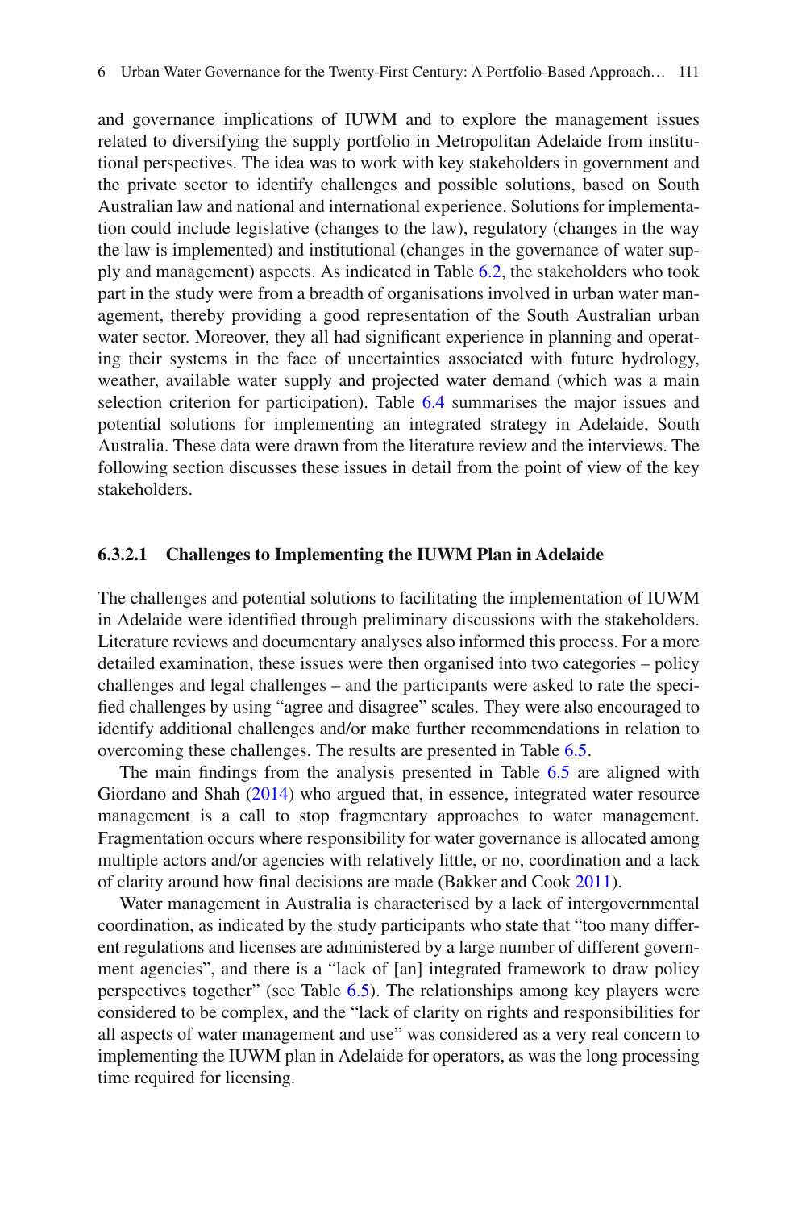and governance implications of IUWM and to explore the management issues related to diversifying the supply portfolio in Metropolitan Adelaide from institutional perspectives. The idea was to work with key stakeholders in government and the private sector to identify challenges and possible solutions, based on South Australian law and national and international experience. Solutions for implementation could include legislative (changes to the law), regulatory (changes in the way the law is implemented) and institutional (changes in the governance of water supply and management) aspects. As indicated in Table 6.2, the stakeholders who took part in the study were from a breadth of organisations involved in urban water management, thereby providing a good representation of the South Australian urban water sector. Moreover, they all had significant experience in planning and operating their systems in the face of uncertainties associated with future hydrology, weather, available water supply and projected water demand (which was a main selection criterion for participation). Table 6.4 summarises the major issues and potential solutions for implementing an integrated strategy in Adelaide, South Australia. These data were drawn from the literature review and the interviews. The following section discusses these issues in detail from the point of view of the key stakeholders.

#### 6.3.2.1 Challenges to Implementing the IUWM Plan in Adelaide

The challenges and potential solutions to facilitating the implementation of IUWM in Adelaide were identified through preliminary discussions with the stakeholders. Literature reviews and documentary analyses also informed this process. For a more detailed examination, these issues were then organised into two categories – policy challenges and legal challenges – and the participants were asked to rate the specified challenges by using "agree and disagree" scales. They were also encouraged to identify additional challenges and/or make further recommendations in relation to overcoming these challenges. The results are presented in Table 6.5.

The main findings from the analysis presented in Table 6.5 are aligned with Giordano and Shah (2014) who argued that, in essence, integrated water resource management is a call to stop fragmentary approaches to water management. Fragmentation occurs where responsibility for water governance is allocated among multiple actors and/or agencies with relatively little, or no, coordination and a lack of clarity around how final decisions are made (Bakker and Cook 2011).

Water management in Australia is characterised by a lack of intergovernmental coordination, as indicated by the study participants who state that "too many different regulations and licenses are administered by a large number of different government agencies", and there is a "lack of [an] integrated framework to draw policy perspectives together" (see Table 6.5). The relationships among key players were considered to be complex, and the "lack of clarity on rights and responsibilities for all aspects of water management and use" was considered as a very real concern to implementing the IUWM plan in Adelaide for operators, as was the long processing time required for licensing.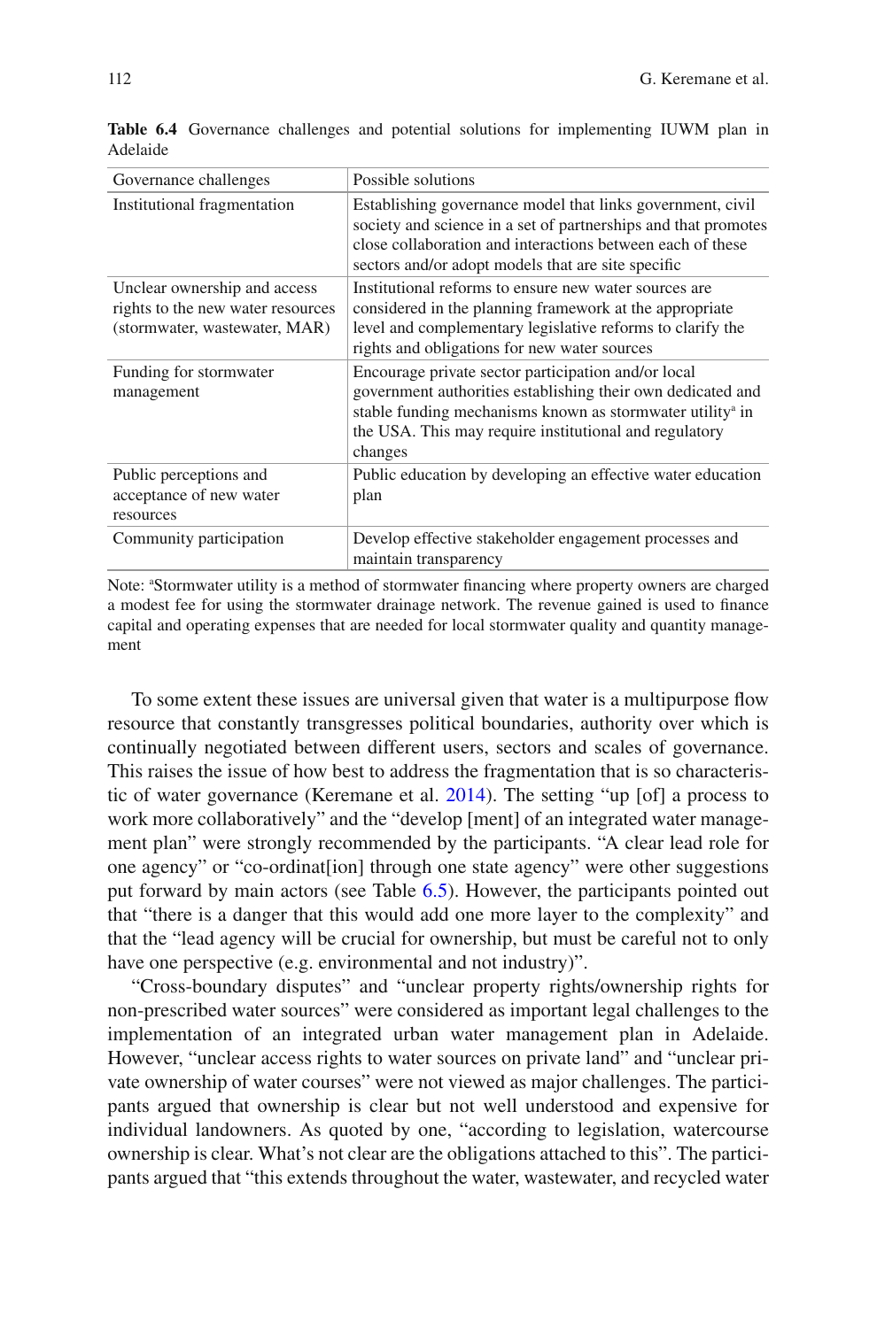**Table 6.4** Governance challenges and potential solutions for implementing IUWM plan in Adelaide

| Governance challenges | Possible solutions |
|---|---|
| Institutional fragmentation | Establishing governance model that links government, civil society and science in a set of partnerships and that promotes close collaboration and interactions between each of these sectors and/or adopt models that are site specific |
| Unclear ownership and access rights to the new water resources (stormwater, wastewater, MAR) | Institutional reforms to ensure new water sources are considered in the planning framework at the appropriate level and complementary legislative reforms to clarify the rights and obligations for new water sources |
| Funding for stormwater management | Encourage private sector participation and/or local government authorities establishing their own dedicated and stable funding mechanisms known as stormwater utility[a] in the USA. This may require institutional and regulatory changes |
| Public perceptions and acceptance of new water resources | Public education by developing an effective water education plan |
| Community participation | Develop effective stakeholder engagement processes and maintain transparency |

Note: [a]Stormwater utility is a method of stormwater financing where property owners are charged a modest fee for using the stormwater drainage network. The revenue gained is used to finance capital and operating expenses that are needed for local stormwater quality and quantity management

To some extent these issues are universal given that water is a multipurpose flow resource that constantly transgresses political boundaries, authority over which is continually negotiated between different users, sectors and scales of governance. This raises the issue of how best to address the fragmentation that is so characteristic of water governance (Keremane et al. 2014). The setting "up [of] a process to work more collaboratively" and the "develop [ment] of an integrated water management plan" were strongly recommended by the participants. "A clear lead role for one agency" or "co-ordinat[ion] through one state agency" were other suggestions put forward by main actors (see Table 6.5). However, the participants pointed out that "there is a danger that this would add one more layer to the complexity" and that the "lead agency will be crucial for ownership, but must be careful not to only have one perspective (e.g. environmental and not industry)".

"Cross-boundary disputes" and "unclear property rights/ownership rights for non-prescribed water sources" were considered as important legal challenges to the implementation of an integrated urban water management plan in Adelaide. However, "unclear access rights to water sources on private land" and "unclear private ownership of water courses" were not viewed as major challenges. The participants argued that ownership is clear but not well understood and expensive for individual landowners. As quoted by one, "according to legislation, watercourse ownership is clear. What's not clear are the obligations attached to this". The participants argued that "this extends throughout the water, wastewater, and recycled water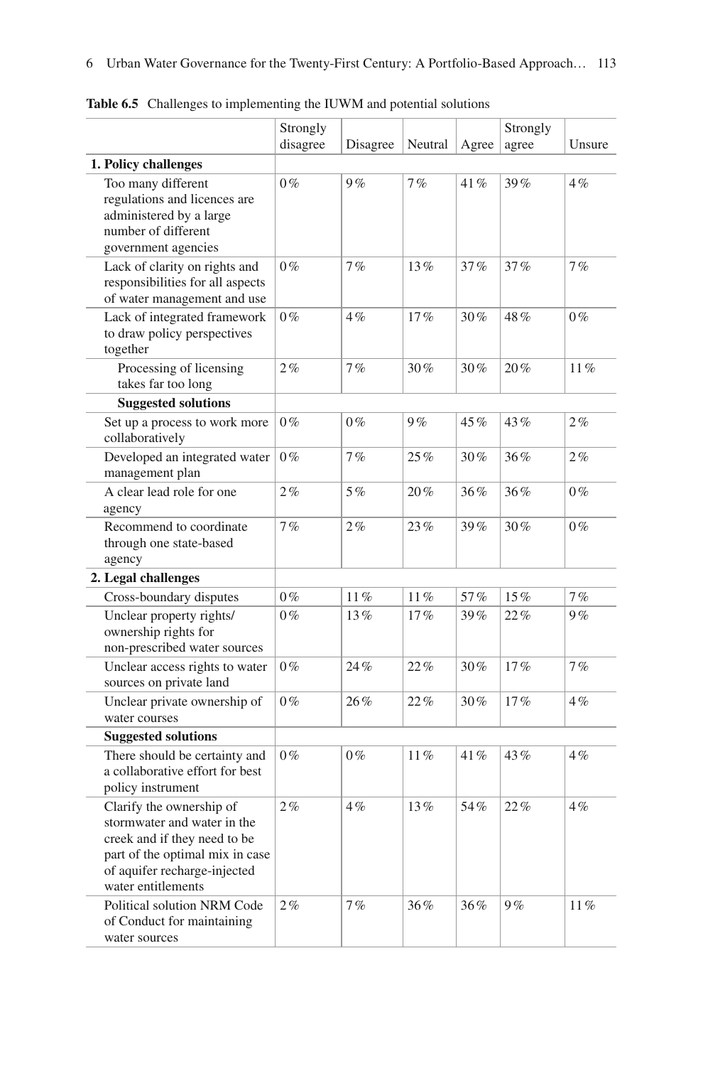**Table 6.5** Challenges to implementing the IUWM and potential solutions

| | Strongly disagree | Disagree | Neutral | Agree | Strongly agree | Unsure |
|---|---|---|---|---|---|---|
| **1. Policy challenges** | | | | | | |
| Too many different regulations and licences are administered by a large number of different government agencies | 0% | 9% | 7% | 41% | 39% | 4% |
| Lack of clarity on rights and responsibilities for all aspects of water management and use | 0% | 7% | 13% | 37% | 37% | 7% |
| Lack of integrated framework to draw policy perspectives together | 0% | 4% | 17% | 30% | 48% | 0% |
| Processing of licensing takes far too long | 2% | 7% | 30% | 30% | 20% | 11% |
| **Suggested solutions** | | | | | | |
| Set up a process to work more collaboratively | 0% | 0% | 9% | 45% | 43% | 2% |
| Developed an integrated water management plan | 0% | 7% | 25% | 30% | 36% | 2% |
| A clear lead role for one agency | 2% | 5% | 20% | 36% | 36% | 0% |
| Recommend to coordinate through one state-based agency | 7% | 2% | 23% | 39% | 30% | 0% |
| **2. Legal challenges** | | | | | | |
| Cross-boundary disputes | 0% | 11% | 11% | 57% | 15% | 7% |
| Unclear property rights/ ownership rights for non-prescribed water sources | 0% | 13% | 17% | 39% | 22% | 9% |
| Unclear access rights to water sources on private land | 0% | 24% | 22% | 30% | 17% | 7% |
| Unclear private ownership of water courses | 0% | 26% | 22% | 30% | 17% | 4% |
| **Suggested solutions** | | | | | | |
| There should be certainty and a collaborative effort for best policy instrument | 0% | 0% | 11% | 41% | 43% | 4% |
| Clarify the ownership of stormwater and water in the creek and if they need to be part of the optimal mix in case of aquifer recharge-injected water entitlements | 2% | 4% | 13% | 54% | 22% | 4% |
| Political solution NRM Code of Conduct for maintaining water sources | 2% | 7% | 36% | 36% | 9% | 11% |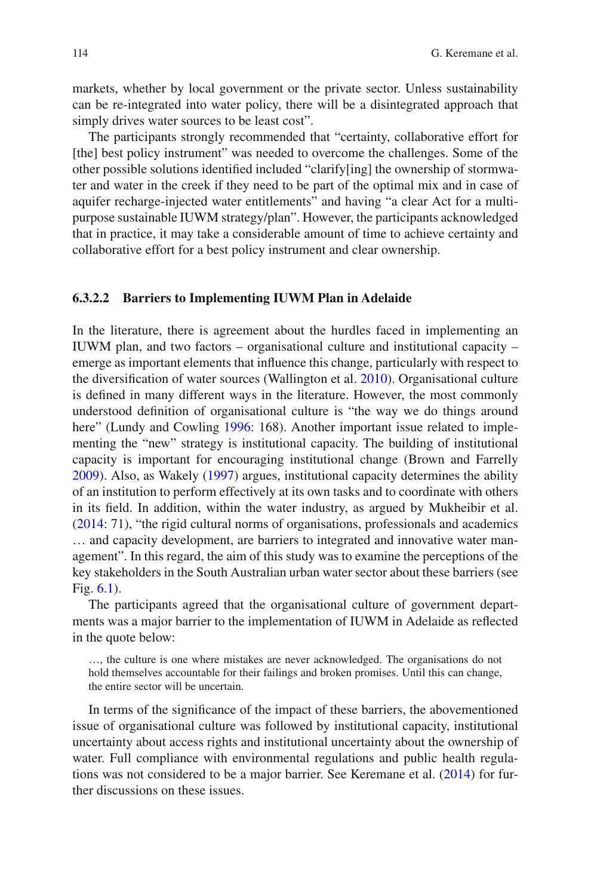markets, whether by local government or the private sector. Unless sustainability can be re-integrated into water policy, there will be a disintegrated approach that simply drives water sources to be least cost".

The participants strongly recommended that "certainty, collaborative effort for [the] best policy instrument" was needed to overcome the challenges. Some of the other possible solutions identified included "clarify[ing] the ownership of stormwater and water in the creek if they need to be part of the optimal mix and in case of aquifer recharge-injected water entitlements" and having "a clear Act for a multi-purpose sustainable IUWM strategy/plan". However, the participants acknowledged that in practice, it may take a considerable amount of time to achieve certainty and collaborative effort for a best policy instrument and clear ownership.

#### 6.3.2.2 Barriers to Implementing IUWM Plan in Adelaide

In the literature, there is agreement about the hurdles faced in implementing an IUWM plan, and two factors – organisational culture and institutional capacity – emerge as important elements that influence this change, particularly with respect to the diversification of water sources (Wallington et al. 2010). Organisational culture is defined in many different ways in the literature. However, the most commonly understood definition of organisational culture is "the way we do things around here" (Lundy and Cowling 1996: 168). Another important issue related to implementing the "new" strategy is institutional capacity. The building of institutional capacity is important for encouraging institutional change (Brown and Farrelly 2009). Also, as Wakely (1997) argues, institutional capacity determines the ability of an institution to perform effectively at its own tasks and to coordinate with others in its field. In addition, within the water industry, as argued by Mukheibir et al. (2014: 71), "the rigid cultural norms of organisations, professionals and academics … and capacity development, are barriers to integrated and innovative water management". In this regard, the aim of this study was to examine the perceptions of the key stakeholders in the South Australian urban water sector about these barriers (see Fig. 6.1).

The participants agreed that the organisational culture of government departments was a major barrier to the implementation of IUWM in Adelaide as reflected in the quote below:

> …, the culture is one where mistakes are never acknowledged. The organisations do not hold themselves accountable for their failings and broken promises. Until this can change, the entire sector will be uncertain.

In terms of the significance of the impact of these barriers, the abovementioned issue of organisational culture was followed by institutional capacity, institutional uncertainty about access rights and institutional uncertainty about the ownership of water. Full compliance with environmental regulations and public health regulations was not considered to be a major barrier. See Keremane et al. (2014) for further discussions on these issues.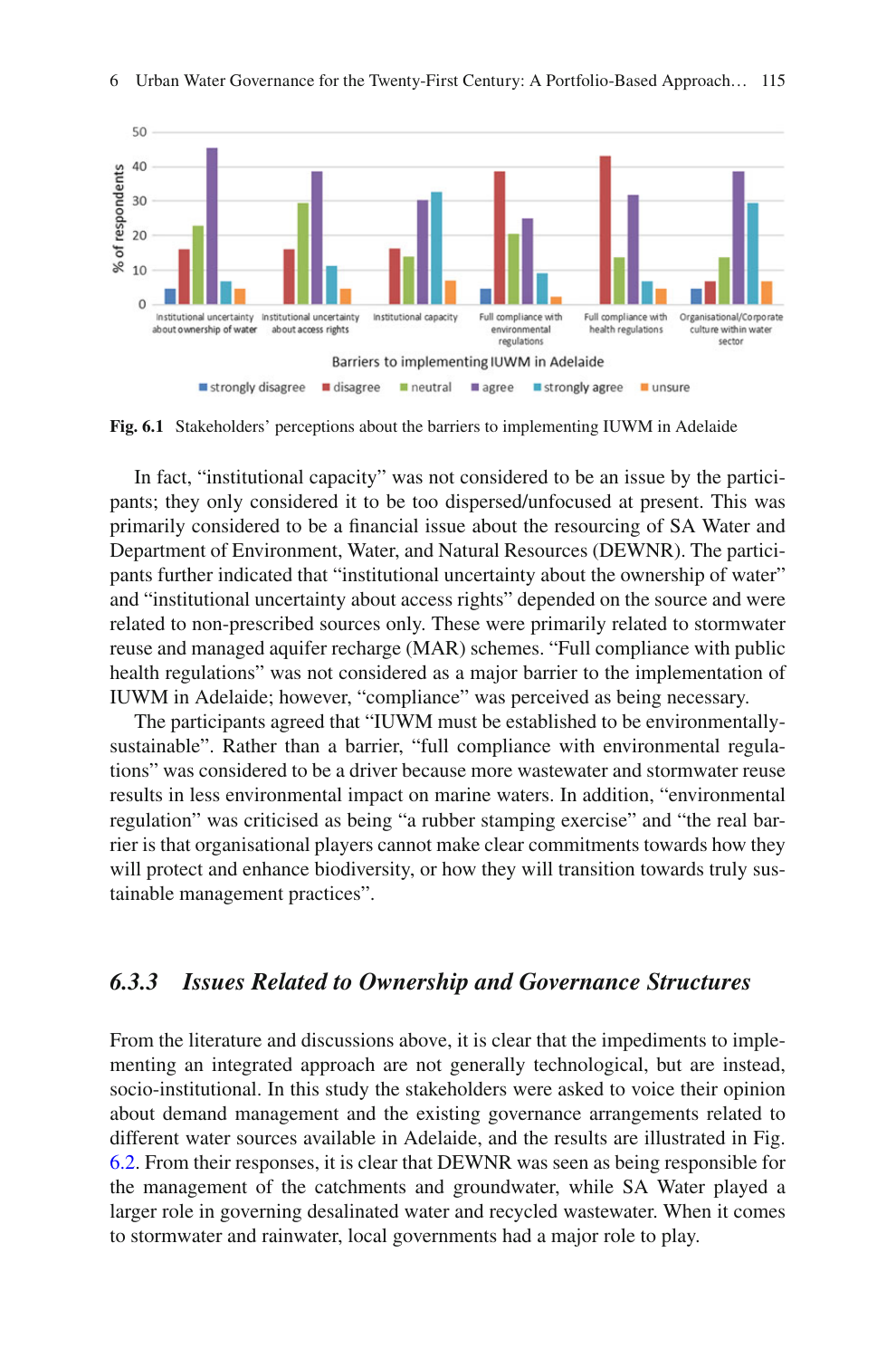Fig. 6.1 Stakeholders' perceptions about the barriers to implementing IUWM in Adelaide

In fact, "institutional capacity" was not considered to be an issue by the participants; they only considered it to be too dispersed/unfocused at present. This was primarily considered to be a financial issue about the resourcing of SA Water and Department of Environment, Water, and Natural Resources (DEWNR). The participants further indicated that "institutional uncertainty about the ownership of water" and "institutional uncertainty about access rights" depended on the source and were related to non-prescribed sources only. These were primarily related to stormwater reuse and managed aquifer recharge (MAR) schemes. "Full compliance with public health regulations" was not considered as a major barrier to the implementation of IUWM in Adelaide; however, "compliance" was perceived as being necessary.

The participants agreed that "IUWM must be established to be environmentally-sustainable". Rather than a barrier, "full compliance with environmental regulations" was considered to be a driver because more wastewater and stormwater reuse results in less environmental impact on marine waters. In addition, "environmental regulation" was criticised as being "a rubber stamping exercise" and "the real barrier is that organisational players cannot make clear commitments towards how they will protect and enhance biodiversity, or how they will transition towards truly sustainable management practices".

### *6.3.3 Issues Related to Ownership and Governance Structures*

From the literature and discussions above, it is clear that the impediments to implementing an integrated approach are not generally technological, but are instead, socio-institutional. In this study the stakeholders were asked to voice their opinion about demand management and the existing governance arrangements related to different water sources available in Adelaide, and the results are illustrated in Fig. 6.2. From their responses, it is clear that DEWNR was seen as being responsible for the management of the catchments and groundwater, while SA Water played a larger role in governing desalinated water and recycled wastewater. When it comes to stormwater and rainwater, local governments had a major role to play.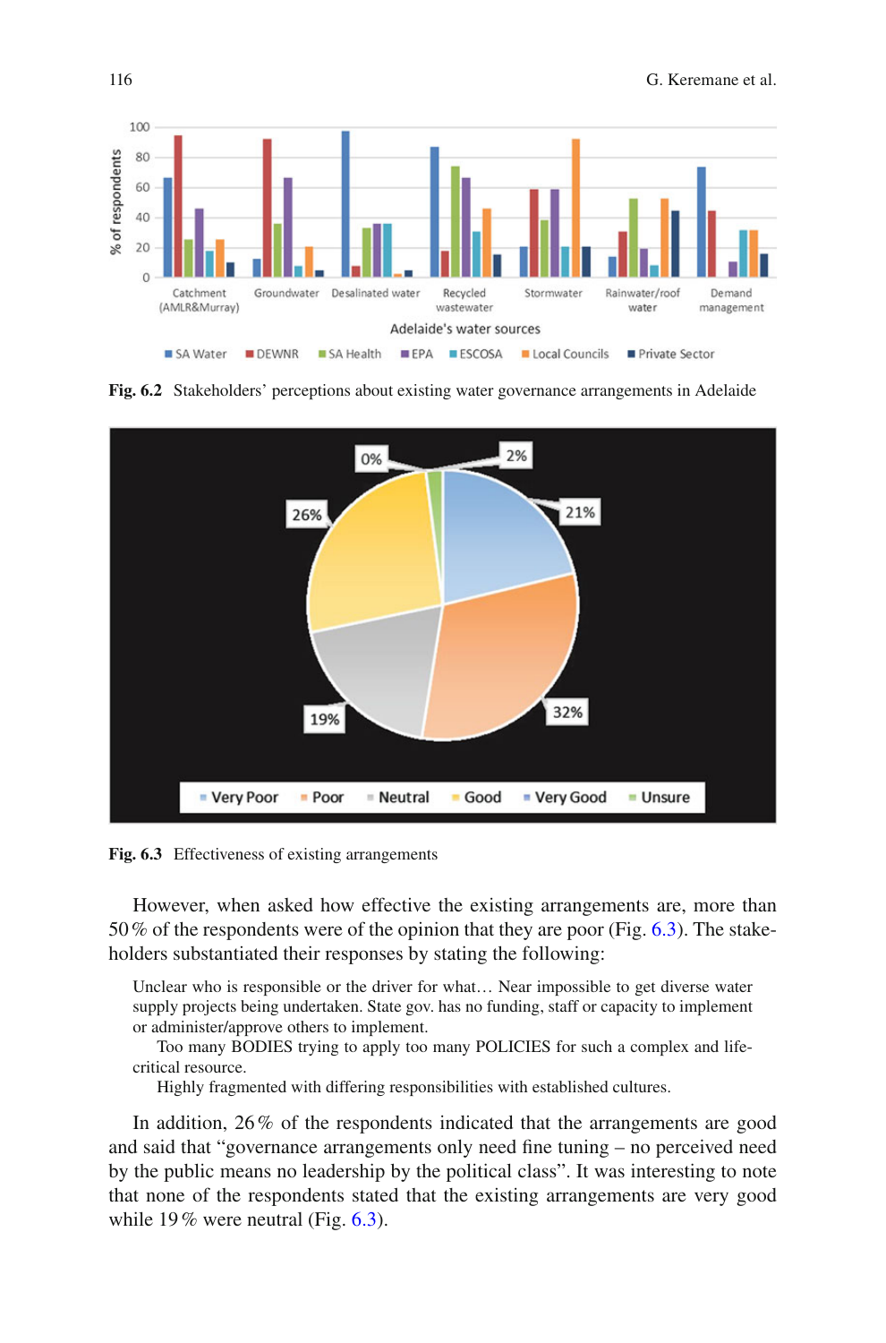Fig. 6.2 Stakeholders' perceptions about existing water governance arrangements in Adelaide

Fig. 6.3 Effectiveness of existing arrangements

However, when asked how effective the existing arrangements are, more than 50 % of the respondents were of the opinion that they are poor (Fig. 6.3). The stakeholders substantiated their responses by stating the following:

> Unclear who is responsible or the driver for what… Near impossible to get diverse water supply projects being undertaken. State gov. has no funding, staff or capacity to implement or administer/approve others to implement.
>
> Too many BODIES trying to apply too many POLICIES for such a complex and life-critical resource.
>
> Highly fragmented with differing responsibilities with established cultures.

In addition, 26 % of the respondents indicated that the arrangements are good and said that "governance arrangements only need fine tuning – no perceived need by the public means no leadership by the political class". It was interesting to note that none of the respondents stated that the existing arrangements are very good while 19 % were neutral (Fig. 6.3).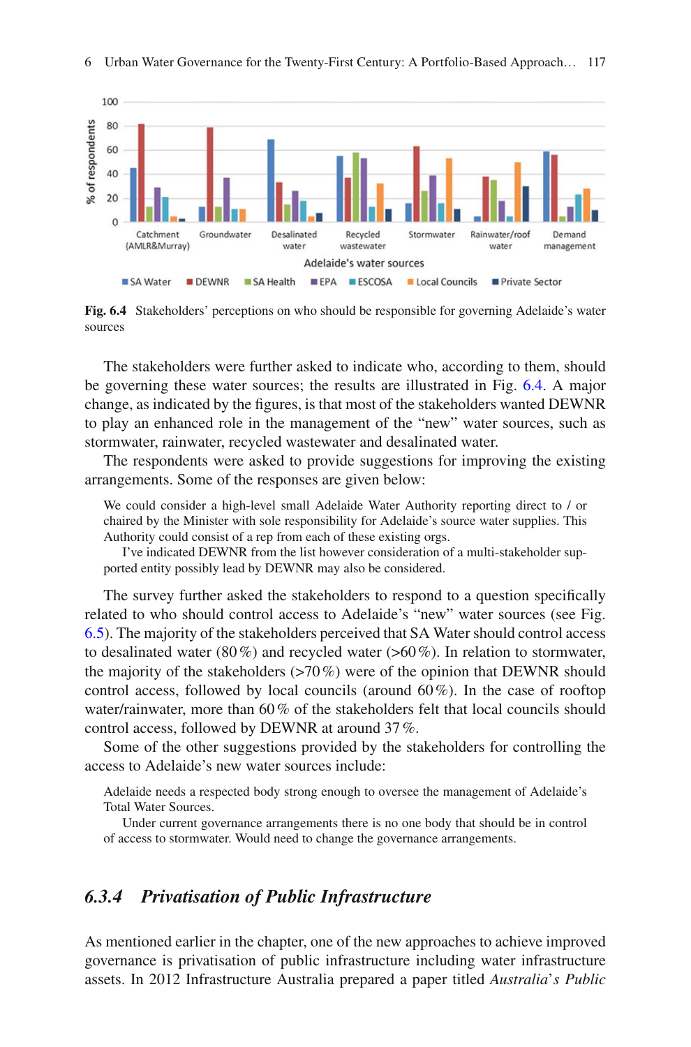Fig. 6.4 Stakeholders' perceptions on who should be responsible for governing Adelaide's water sources

The stakeholders were further asked to indicate who, according to them, should be governing these water sources; the results are illustrated in Fig. 6.4. A major change, as indicated by the figures, is that most of the stakeholders wanted DEWNR to play an enhanced role in the management of the "new" water sources, such as stormwater, rainwater, recycled wastewater and desalinated water.

The respondents were asked to provide suggestions for improving the existing arrangements. Some of the responses are given below:

> We could consider a high-level small Adelaide Water Authority reporting direct to / or chaired by the Minister with sole responsibility for Adelaide's source water supplies. This Authority could consist of a rep from each of these existing orgs.
>
> I've indicated DEWNR from the list however consideration of a multi-stakeholder supported entity possibly lead by DEWNR may also be considered.

The survey further asked the stakeholders to respond to a question specifically related to who should control access to Adelaide's "new" water sources (see Fig. 6.5). The majority of the stakeholders perceived that SA Water should control access to desalinated water (80 %) and recycled water (>60 %). In relation to stormwater, the majority of the stakeholders (>70 %) were of the opinion that DEWNR should control access, followed by local councils (around 60 %). In the case of rooftop water/rainwater, more than 60 % of the stakeholders felt that local councils should control access, followed by DEWNR at around 37 %.

Some of the other suggestions provided by the stakeholders for controlling the access to Adelaide's new water sources include:

> Adelaide needs a respected body strong enough to oversee the management of Adelaide's Total Water Sources.
>
> Under current governance arrangements there is no one body that should be in control of access to stormwater. Would need to change the governance arrangements.

### 6.3.4 *Privatisation of Public Infrastructure*

As mentioned earlier in the chapter, one of the new approaches to achieve improved governance is privatisation of public infrastructure including water infrastructure assets. In 2012 Infrastructure Australia prepared a paper titled *Australia's Public*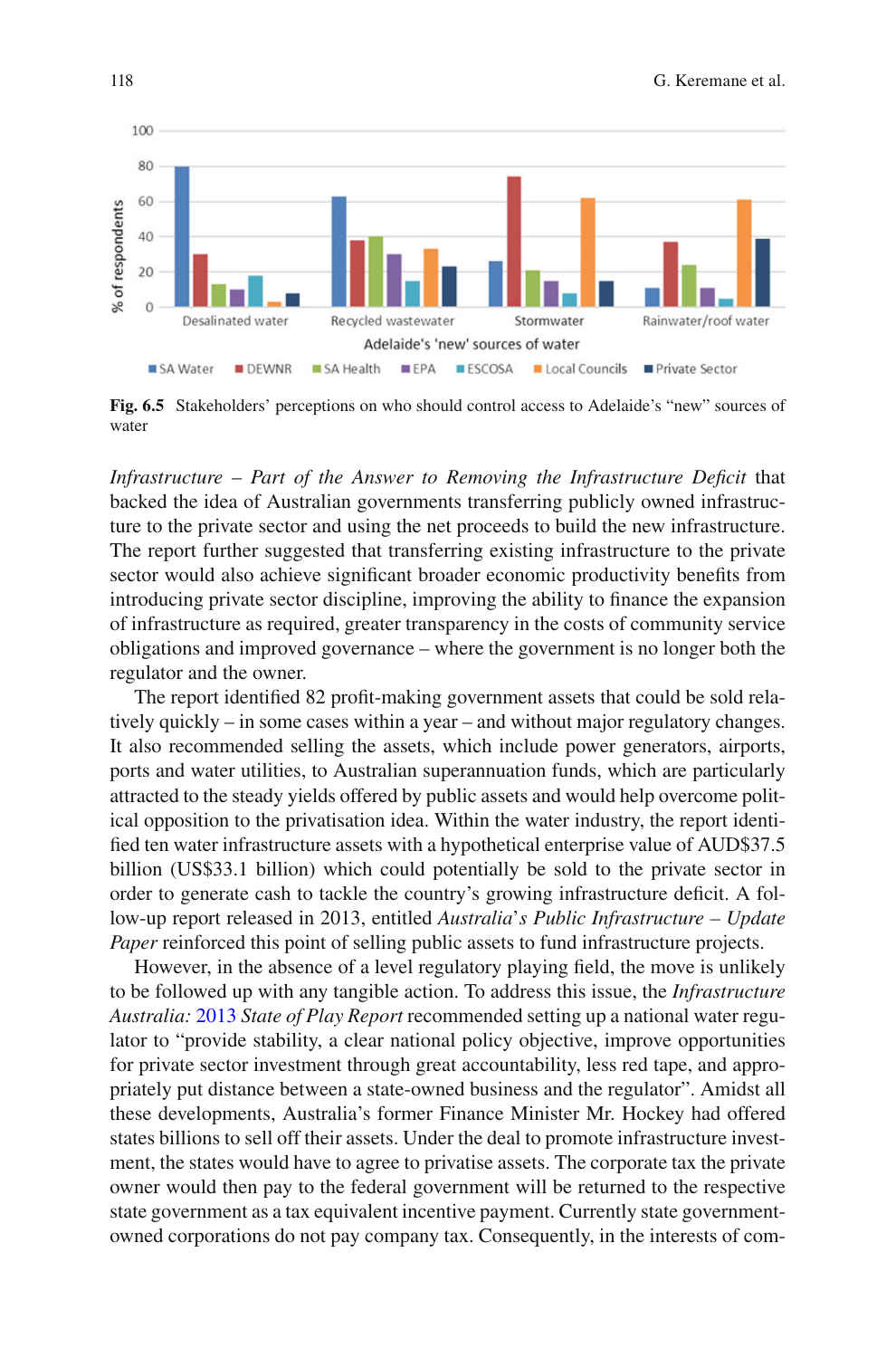100
80
60
40
20
0
% of respondents
Desalinated water
Recycled wastewater
Stormwater
Rainwater/roof water
Adelaide's 'new' sources of water
SA Water
DEWNR
SA Health
EPA
ESCOSA
Local Councils
Private Sector

**Fig. 6.5** Stakeholders' perceptions on who should control access to Adelaide's "new" sources of water

*Infrastructure – Part of the Answer to Removing the Infrastructure Deficit* that backed the idea of Australian governments transferring publicly owned infrastructure to the private sector and using the net proceeds to build the new infrastructure. The report further suggested that transferring existing infrastructure to the private sector would also achieve significant broader economic productivity benefits from introducing private sector discipline, improving the ability to finance the expansion of infrastructure as required, greater transparency in the costs of community service obligations and improved governance – where the government is no longer both the regulator and the owner.

The report identified 82 profit-making government assets that could be sold relatively quickly – in some cases within a year – and without major regulatory changes. It also recommended selling the assets, which include power generators, airports, ports and water utilities, to Australian superannuation funds, which are particularly attracted to the steady yields offered by public assets and would help overcome political opposition to the privatisation idea. Within the water industry, the report identified ten water infrastructure assets with a hypothetical enterprise value of AUD$37.5 billion (US$33.1 billion) which could potentially be sold to the private sector in order to generate cash to tackle the country's growing infrastructure deficit. A follow-up report released in 2013, entitled *Australia's Public Infrastructure – Update Paper* reinforced this point of selling public assets to fund infrastructure projects.

However, in the absence of a level regulatory playing field, the move is unlikely to be followed up with any tangible action. To address this issue, the *Infrastructure Australia: 2013 State of Play Report* recommended setting up a national water regulator to "provide stability, a clear national policy objective, improve opportunities for private sector investment through great accountability, less red tape, and appropriately put distance between a state-owned business and the regulator". Amidst all these developments, Australia's former Finance Minister Mr. Hockey had offered states billions to sell off their assets. Under the deal to promote infrastructure investment, the states would have to agree to privatise assets. The corporate tax the private owner would then pay to the federal government will be returned to the respective state government as a tax equivalent incentive payment. Currently state government-owned corporations do not pay company tax. Consequently, in the interests of com-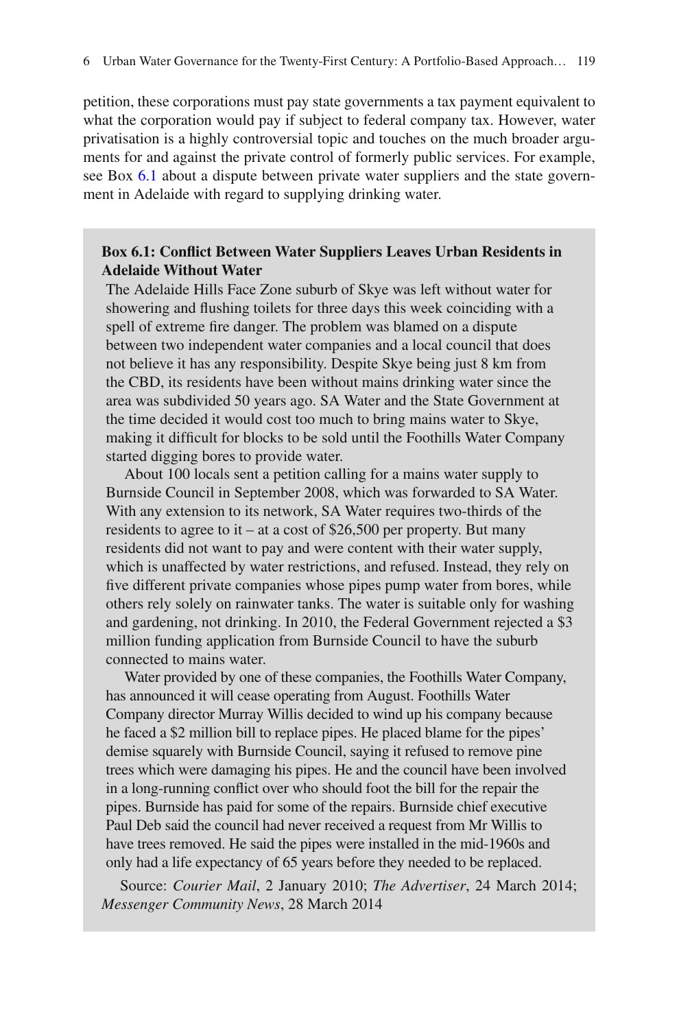petition, these corporations must pay state governments a tax payment equivalent to what the corporation would pay if subject to federal company tax. However, water privatisation is a highly controversial topic and touches on the much broader arguments for and against the private control of formerly public services. For example, see Box 6.1 about a dispute between private water suppliers and the state government in Adelaide with regard to supplying drinking water.

> **Box 6.1: Conflict Between Water Suppliers Leaves Urban Residents in Adelaide Without Water**
>
> The Adelaide Hills Face Zone suburb of Skye was left without water for showering and flushing toilets for three days this week coinciding with a spell of extreme fire danger. The problem was blamed on a dispute between two independent water companies and a local council that does not believe it has any responsibility. Despite Skye being just 8 km from the CBD, its residents have been without mains drinking water since the area was subdivided 50 years ago. SA Water and the State Government at the time decided it would cost too much to bring mains water to Skye, making it difficult for blocks to be sold until the Foothills Water Company started digging bores to provide water.
>
> About 100 locals sent a petition calling for a mains water supply to Burnside Council in September 2008, which was forwarded to SA Water. With any extension to its network, SA Water requires two-thirds of the residents to agree to it – at a cost of $26,500 per property. But many residents did not want to pay and were content with their water supply, which is unaffected by water restrictions, and refused. Instead, they rely on five different private companies whose pipes pump water from bores, while others rely solely on rainwater tanks. The water is suitable only for washing and gardening, not drinking. In 2010, the Federal Government rejected a $3 million funding application from Burnside Council to have the suburb connected to mains water.
>
> Water provided by one of these companies, the Foothills Water Company, has announced it will cease operating from August. Foothills Water Company director Murray Willis decided to wind up his company because he faced a $2 million bill to replace pipes. He placed blame for the pipes' demise squarely with Burnside Council, saying it refused to remove pine trees which were damaging his pipes. He and the council have been involved in a long-running conflict over who should foot the bill for the repair the pipes. Burnside has paid for some of the repairs. Burnside chief executive Paul Deb said the council had never received a request from Mr Willis to have trees removed. He said the pipes were installed in the mid-1960s and only had a life expectancy of 65 years before they needed to be replaced.
>
> Source: *Courier Mail*, 2 January 2010; *The Advertiser*, 24 March 2014; *Messenger Community News*, 28 March 2014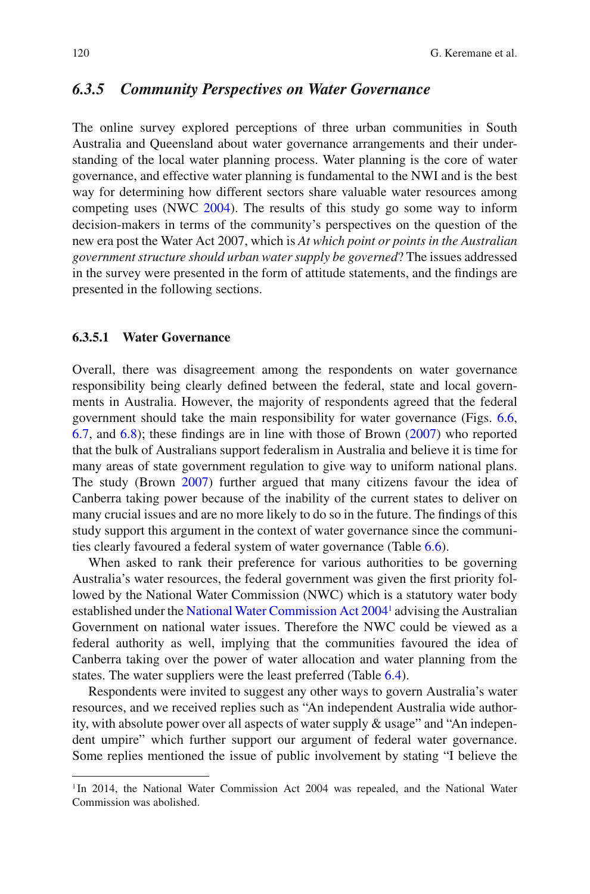### 6.3.5 Community Perspectives on Water Governance

The online survey explored perceptions of three urban communities in South Australia and Queensland about water governance arrangements and their understanding of the local water planning process. Water planning is the core of water governance, and effective water planning is fundamental to the NWI and is the best way for determining how different sectors share valuable water resources among competing uses (NWC 2004). The results of this study go some way to inform decision-makers in terms of the community's perspectives on the question of the new era post the Water Act 2007, which is *At which point or points in the Australian government structure should urban water supply be governed*? The issues addressed in the survey were presented in the form of attitude statements, and the findings are presented in the following sections.

#### 6.3.5.1 Water Governance

Overall, there was disagreement among the respondents on water governance responsibility being clearly defined between the federal, state and local governments in Australia. However, the majority of respondents agreed that the federal government should take the main responsibility for water governance (Figs. 6.6, 6.7, and 6.8); these findings are in line with those of Brown (2007) who reported that the bulk of Australians support federalism in Australia and believe it is time for many areas of state government regulation to give way to uniform national plans. The study (Brown 2007) further argued that many citizens favour the idea of Canberra taking power because of the inability of the current states to deliver on many crucial issues and are no more likely to do so in the future. The findings of this study support this argument in the context of water governance since the communities clearly favoured a federal system of water governance (Table 6.6).

When asked to rank their preference for various authorities to be governing Australia's water resources, the federal government was given the first priority followed by the National Water Commission (NWC) which is a statutory water body established under the National Water Commission Act 2004[1] advising the Australian Government on national water issues. Therefore the NWC could be viewed as a federal authority as well, implying that the communities favoured the idea of Canberra taking over the power of water allocation and water planning from the states. The water suppliers were the least preferred (Table 6.4).

Respondents were invited to suggest any other ways to govern Australia's water resources, and we received replies such as "An independent Australia wide authority, with absolute power over all aspects of water supply & usage" and "An independent umpire" which further support our argument of federal water governance. Some replies mentioned the issue of public involvement by stating "I believe the

[1] In 2014, the National Water Commission Act 2004 was repealed, and the National Water Commission was abolished.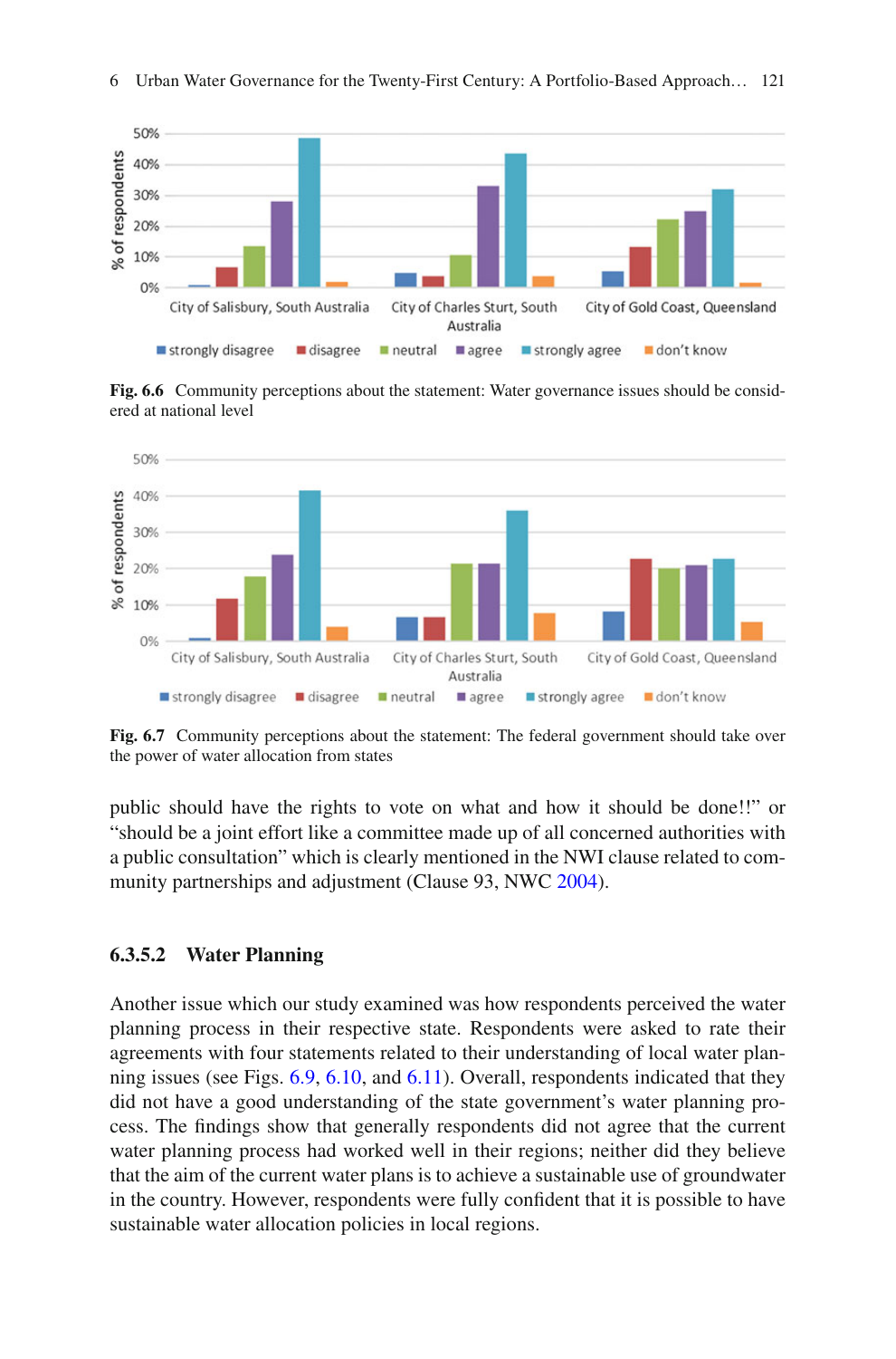**Fig. 6.6** Community perceptions about the statement: Water governance issues should be considered at national level

**Fig. 6.7** Community perceptions about the statement: The federal government should take over the power of water allocation from states

public should have the rights to vote on what and how it should be done!!" or "should be a joint effort like a committee made up of all concerned authorities with a public consultation" which is clearly mentioned in the NWI clause related to community partnerships and adjustment (Clause 93, NWC 2004).

### 6.3.5.2 Water Planning

Another issue which our study examined was how respondents perceived the water planning process in their respective state. Respondents were asked to rate their agreements with four statements related to their understanding of local water planning issues (see Figs. 6.9, 6.10, and 6.11). Overall, respondents indicated that they did not have a good understanding of the state government's water planning process. The findings show that generally respondents did not agree that the current water planning process had worked well in their regions; neither did they believe that the aim of the current water plans is to achieve a sustainable use of groundwater in the country. However, respondents were fully confident that it is possible to have sustainable water allocation policies in local regions.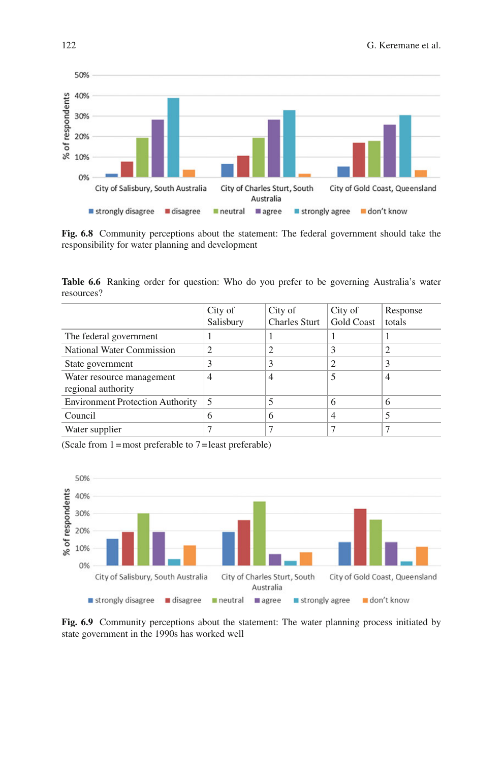**Fig. 6.8** Community perceptions about the statement: The federal government should take the responsibility for water planning and development

**Table 6.6** Ranking order for question: Who do you prefer to be governing Australia's water resources?

| | City of Salisbury | City of Charles Sturt | City of Gold Coast | Response totals |
|---|---|---|---|---|
| The federal government | 1 | 1 | 1 | 1 |
| National Water Commission | 2 | 2 | 3 | 2 |
| State government | 3 | 3 | 2 | 3 |
| Water resource management regional authority | 4 | 4 | 5 | 4 |
| Environment Protection Authority | 5 | 5 | 6 | 6 |
| Council | 6 | 6 | 4 | 5 |
| Water supplier | 7 | 7 | 7 | 7 |

(Scale from 1 = most preferable to 7 = least preferable)

**Fig. 6.9** Community perceptions about the statement: The water planning process initiated by state government in the 1990s has worked well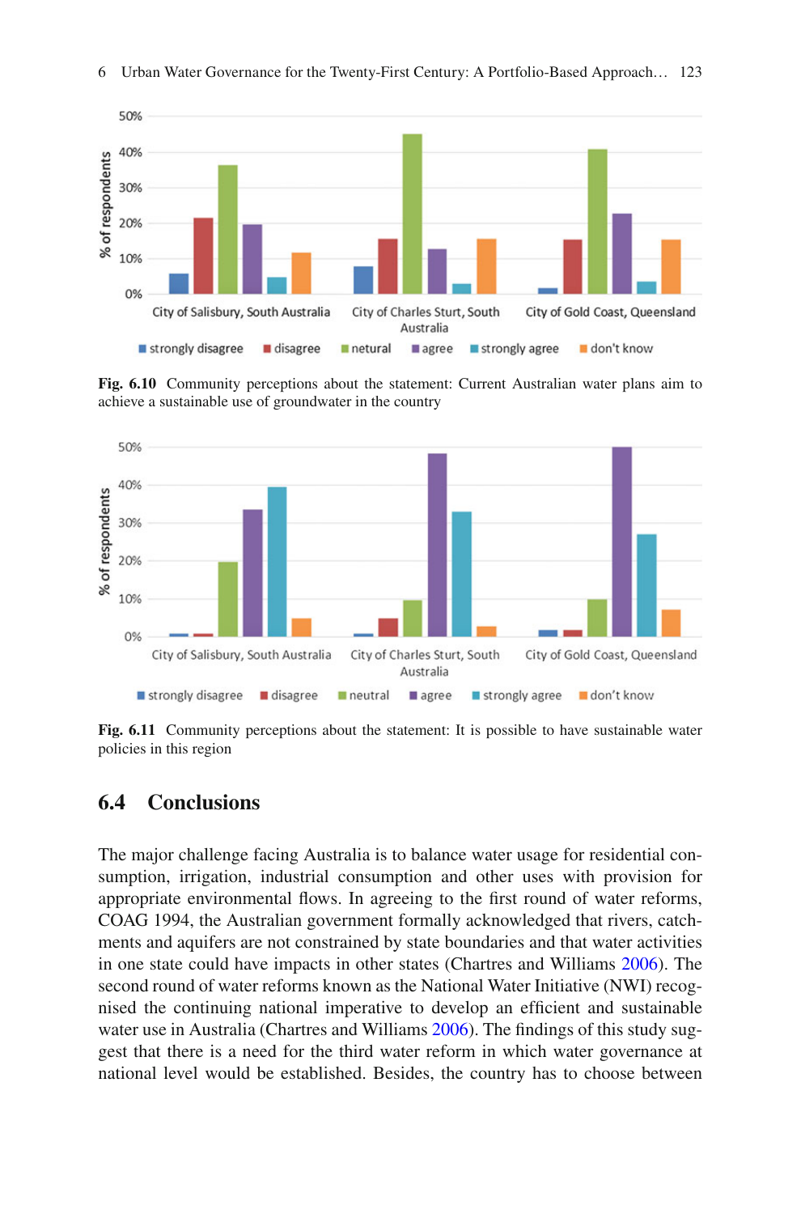Fig. 6.10 Community perceptions about the statement: Current Australian water plans aim to achieve a sustainable use of groundwater in the country

Fig. 6.11 Community perceptions about the statement: It is possible to have sustainable water policies in this region

## 6.4 Conclusions

The major challenge facing Australia is to balance water usage for residential consumption, irrigation, industrial consumption and other uses with provision for appropriate environmental flows. In agreeing to the first round of water reforms, COAG 1994, the Australian government formally acknowledged that rivers, catchments and aquifers are not constrained by state boundaries and that water activities in one state could have impacts in other states (Chartres and Williams 2006). The second round of water reforms known as the National Water Initiative (NWI) recognised the continuing national imperative to develop an efficient and sustainable water use in Australia (Chartres and Williams 2006). The findings of this study suggest that there is a need for the third water reform in which water governance at national level would be established. Besides, the country has to choose between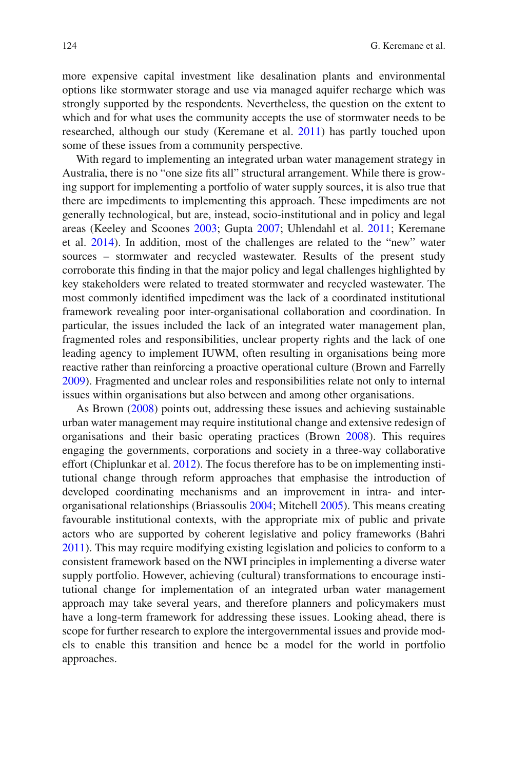more expensive capital investment like desalination plants and environmental options like stormwater storage and use via managed aquifer recharge which was strongly supported by the respondents. Nevertheless, the question on the extent to which and for what uses the community accepts the use of stormwater needs to be researched, although our study (Keremane et al. 2011) has partly touched upon some of these issues from a community perspective.

With regard to implementing an integrated urban water management strategy in Australia, there is no "one size fits all" structural arrangement. While there is growing support for implementing a portfolio of water supply sources, it is also true that there are impediments to implementing this approach. These impediments are not generally technological, but are, instead, socio-institutional and in policy and legal areas (Keeley and Scoones 2003; Gupta 2007; Uhlendahl et al. 2011; Keremane et al. 2014). In addition, most of the challenges are related to the "new" water sources – stormwater and recycled wastewater. Results of the present study corroborate this finding in that the major policy and legal challenges highlighted by key stakeholders were related to treated stormwater and recycled wastewater. The most commonly identified impediment was the lack of a coordinated institutional framework revealing poor inter-organisational collaboration and coordination. In particular, the issues included the lack of an integrated water management plan, fragmented roles and responsibilities, unclear property rights and the lack of one leading agency to implement IUWM, often resulting in organisations being more reactive rather than reinforcing a proactive operational culture (Brown and Farrelly 2009). Fragmented and unclear roles and responsibilities relate not only to internal issues within organisations but also between and among other organisations.

As Brown (2008) points out, addressing these issues and achieving sustainable urban water management may require institutional change and extensive redesign of organisations and their basic operating practices (Brown 2008). This requires engaging the governments, corporations and society in a three-way collaborative effort (Chiplunkar et al. 2012). The focus therefore has to be on implementing institutional change through reform approaches that emphasise the introduction of developed coordinating mechanisms and an improvement in intra- and inter-organisational relationships (Briassoulis 2004; Mitchell 2005). This means creating favourable institutional contexts, with the appropriate mix of public and private actors who are supported by coherent legislative and policy frameworks (Bahri 2011). This may require modifying existing legislation and policies to conform to a consistent framework based on the NWI principles in implementing a diverse water supply portfolio. However, achieving (cultural) transformations to encourage institutional change for implementation of an integrated urban water management approach may take several years, and therefore planners and policymakers must have a long-term framework for addressing these issues. Looking ahead, there is scope for further research to explore the intergovernmental issues and provide models to enable this transition and hence be a model for the world in portfolio approaches.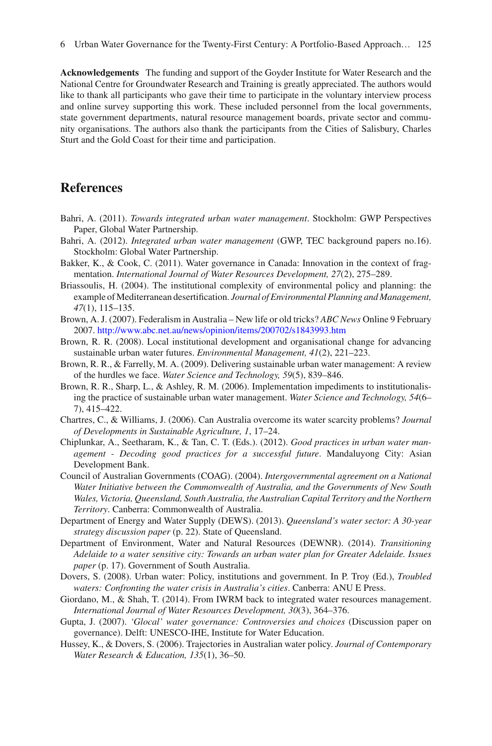**Acknowledgements** The funding and support of the Goyder Institute for Water Research and the National Centre for Groundwater Research and Training is greatly appreciated. The authors would like to thank all participants who gave their time to participate in the voluntary interview process and online survey supporting this work. These included personnel from the local governments, state government departments, natural resource management boards, private sector and community organisations. The authors also thank the participants from the Cities of Salisbury, Charles Sturt and the Gold Coast for their time and participation.

## References

Bahri, A. (2011). *Towards integrated urban water management*. Stockholm: GWP Perspectives Paper, Global Water Partnership.

Bahri, A. (2012). *Integrated urban water management* (GWP, TEC background papers no.16). Stockholm: Global Water Partnership.

Bakker, K., & Cook, C. (2011). Water governance in Canada: Innovation in the context of fragmentation. *International Journal of Water Resources Development, 27*(2), 275–289.

Briassoulis, H. (2004). The institutional complexity of environmental policy and planning: the example of Mediterranean desertification. *Journal of Environmental Planning and Management, 47*(1), 115–135.

Brown, A. J. (2007). Federalism in Australia – New life or old tricks? *ABC News* Online 9 February 2007. http://www.abc.net.au/news/opinion/items/200702/s1843993.htm

Brown, R. R. (2008). Local institutional development and organisational change for advancing sustainable urban water futures. *Environmental Management, 41*(2), 221–223.

Brown, R. R., & Farrelly, M. A. (2009). Delivering sustainable urban water management: A review of the hurdles we face. *Water Science and Technology, 59*(5), 839–846.

Brown, R. R., Sharp, L., & Ashley, R. M. (2006). Implementation impediments to institutionalising the practice of sustainable urban water management. *Water Science and Technology, 54*(6–7), 415–422.

Chartres, C., & Williams, J. (2006). Can Australia overcome its water scarcity problems? *Journal of Developments in Sustainable Agriculture, 1*, 17–24.

Chiplunkar, A., Seetharam, K., & Tan, C. T. (Eds.). (2012). *Good practices in urban water management - Decoding good practices for a successful future*. Mandaluyong City: Asian Development Bank.

Council of Australian Governments (COAG). (2004). *Intergovernmental agreement on a National Water Initiative between the Commonwealth of Australia, and the Governments of New South Wales, Victoria, Queensland, South Australia, the Australian Capital Territory and the Northern Territory*. Canberra: Commonwealth of Australia.

Department of Energy and Water Supply (DEWS). (2013). *Queensland's water sector: A 30-year strategy discussion paper* (p. 22). State of Queensland.

Department of Environment, Water and Natural Resources (DEWNR). (2014). *Transitioning Adelaide to a water sensitive city: Towards an urban water plan for Greater Adelaide. Issues paper* (p. 17). Government of South Australia.

Dovers, S. (2008). Urban water: Policy, institutions and government. In P. Troy (Ed.), *Troubled waters: Confronting the water crisis in Australia's cities*. Canberra: ANU E Press.

Giordano, M., & Shah, T. (2014). From IWRM back to integrated water resources management. *International Journal of Water Resources Development, 30*(3), 364–376.

Gupta, J. (2007). *'Glocal' water governance: Controversies and choices* (Discussion paper on governance). Delft: UNESCO-IHE, Institute for Water Education.

Hussey, K., & Dovers, S. (2006). Trajectories in Australian water policy. *Journal of Contemporary Water Research & Education, 135*(1), 36–50.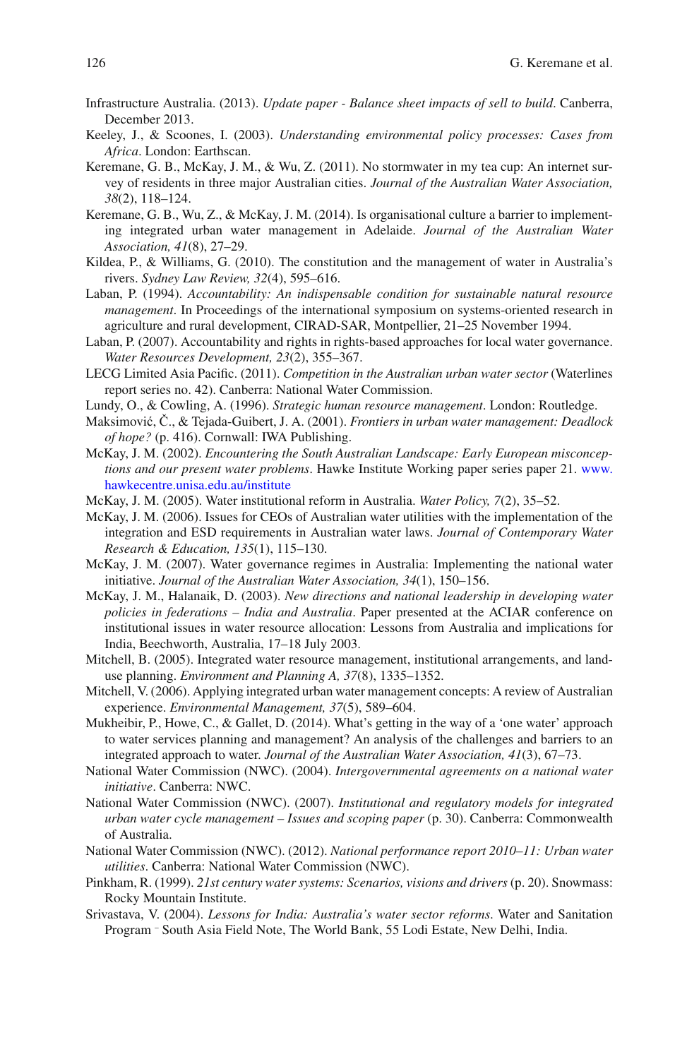Infrastructure Australia. (2013). *Update paper - Balance sheet impacts of sell to build*. Canberra, December 2013.

Keeley, J., & Scoones, I. (2003). *Understanding environmental policy processes: Cases from Africa*. London: Earthscan.

Keremane, G. B., McKay, J. M., & Wu, Z. (2011). No stormwater in my tea cup: An internet survey of residents in three major Australian cities. *Journal of the Australian Water Association, 38*(2), 118–124.

Keremane, G. B., Wu, Z., & McKay, J. M. (2014). Is organisational culture a barrier to implementing integrated urban water management in Adelaide. *Journal of the Australian Water Association, 41*(8), 27–29.

Kildea, P., & Williams, G. (2010). The constitution and the management of water in Australia's rivers. *Sydney Law Review, 32*(4), 595–616.

Laban, P. (1994). *Accountability: An indispensable condition for sustainable natural resource management*. In Proceedings of the international symposium on systems-oriented research in agriculture and rural development, CIRAD-SAR, Montpellier, 21–25 November 1994.

Laban, P. (2007). Accountability and rights in rights-based approaches for local water governance. *Water Resources Development, 23*(2), 355–367.

LECG Limited Asia Pacific. (2011). *Competition in the Australian urban water sector* (Waterlines report series no. 42). Canberra: National Water Commission.

Lundy, O., & Cowling, A. (1996). *Strategic human resource management*. London: Routledge.

Maksimović, Č., & Tejada-Guibert, J. A. (2001). *Frontiers in urban water management: Deadlock of hope?* (p. 416). Cornwall: IWA Publishing.

McKay, J. M. (2002). *Encountering the South Australian Landscape: Early European misconceptions and our present water problems*. Hawke Institute Working paper series paper 21. www.hawkecentre.unisa.edu.au/institute

McKay, J. M. (2005). Water institutional reform in Australia. *Water Policy, 7*(2), 35–52.

McKay, J. M. (2006). Issues for CEOs of Australian water utilities with the implementation of the integration and ESD requirements in Australian water laws. *Journal of Contemporary Water Research & Education, 135*(1), 115–130.

McKay, J. M. (2007). Water governance regimes in Australia: Implementing the national water initiative. *Journal of the Australian Water Association, 34*(1), 150–156.

McKay, J. M., Halanaik, D. (2003). *New directions and national leadership in developing water policies in federations – India and Australia*. Paper presented at the ACIAR conference on institutional issues in water resource allocation: Lessons from Australia and implications for India, Beechworth, Australia, 17–18 July 2003.

Mitchell, B. (2005). Integrated water resource management, institutional arrangements, and land-use planning. *Environment and Planning A, 37*(8), 1335–1352.

Mitchell, V. (2006). Applying integrated urban water management concepts: A review of Australian experience. *Environmental Management, 37*(5), 589–604.

Mukheibir, P., Howe, C., & Gallet, D. (2014). What's getting in the way of a 'one water' approach to water services planning and management? An analysis of the challenges and barriers to an integrated approach to water. *Journal of the Australian Water Association, 41*(3), 67–73.

National Water Commission (NWC). (2004). *Intergovernmental agreements on a national water initiative*. Canberra: NWC.

National Water Commission (NWC). (2007). *Institutional and regulatory models for integrated urban water cycle management – Issues and scoping paper* (p. 30). Canberra: Commonwealth of Australia.

National Water Commission (NWC). (2012). *National performance report 2010–11: Urban water utilities*. Canberra: National Water Commission (NWC).

Pinkham, R. (1999). *21st century water systems: Scenarios, visions and drivers* (p. 20). Snowmass: Rocky Mountain Institute.

Srivastava, V. (2004). *Lessons for India: Australia's water sector reforms*. Water and Sanitation Program ‑ South Asia Field Note, The World Bank, 55 Lodi Estate, New Delhi, India.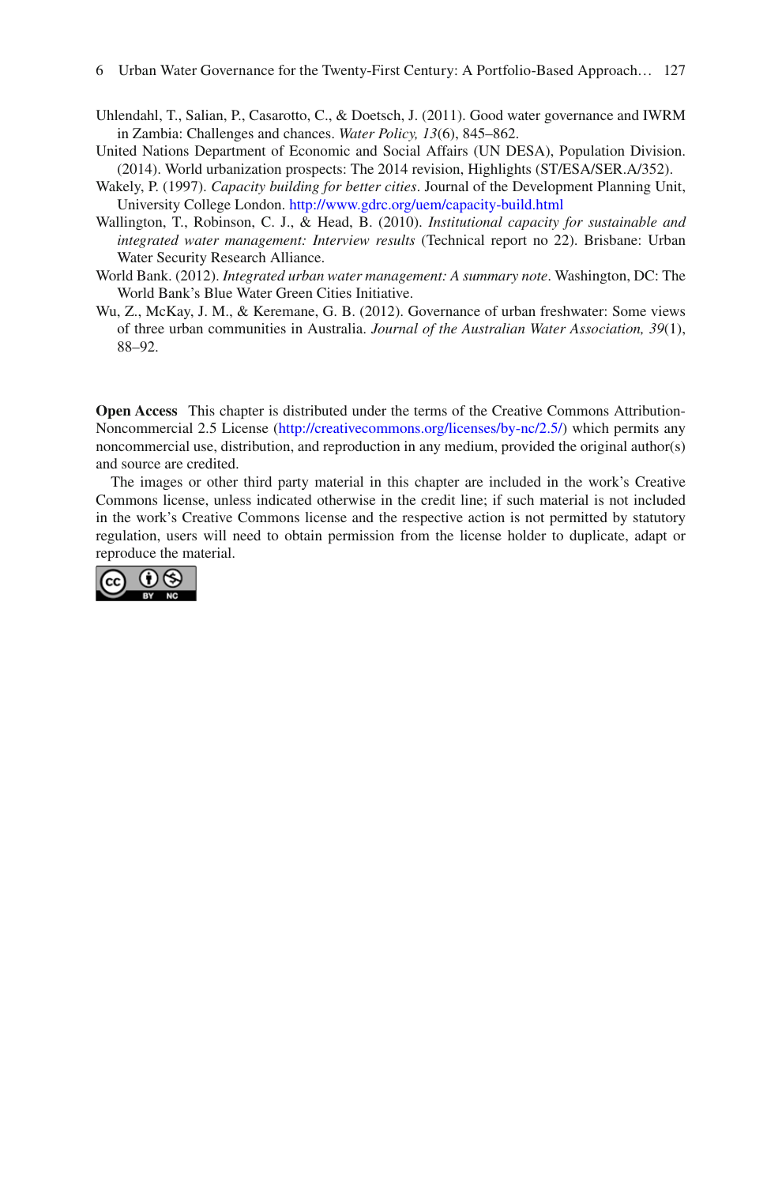Uhlendahl, T., Salian, P., Casarotto, C., & Doetsch, J. (2011). Good water governance and IWRM in Zambia: Challenges and chances. *Water Policy, 13*(6), 845–862.

United Nations Department of Economic and Social Affairs (UN DESA), Population Division. (2014). World urbanization prospects: The 2014 revision, Highlights (ST/ESA/SER.A/352).

Wakely, P. (1997). *Capacity building for better cities*. Journal of the Development Planning Unit, University College London. http://www.gdrc.org/uem/capacity-build.html

Wallington, T., Robinson, C. J., & Head, B. (2010). *Institutional capacity for sustainable and integrated water management: Interview results* (Technical report no 22). Brisbane: Urban Water Security Research Alliance.

World Bank. (2012). *Integrated urban water management: A summary note*. Washington, DC: The World Bank's Blue Water Green Cities Initiative.

Wu, Z., McKay, J. M., & Keremane, G. B. (2012). Governance of urban freshwater: Some views of three urban communities in Australia. *Journal of the Australian Water Association, 39*(1), 88–92.

**Open Access** This chapter is distributed under the terms of the Creative Commons Attribution-Noncommercial 2.5 License (http://creativecommons.org/licenses/by-nc/2.5/) which permits any noncommercial use, distribution, and reproduction in any medium, provided the original author(s) and source are credited.

The images or other third party material in this chapter are included in the work's Creative Commons license, unless indicated otherwise in the credit line; if such material is not included in the work's Creative Commons license and the respective action is not permitted by statutory regulation, users will need to obtain permission from the license holder to duplicate, adapt or reproduce the material.